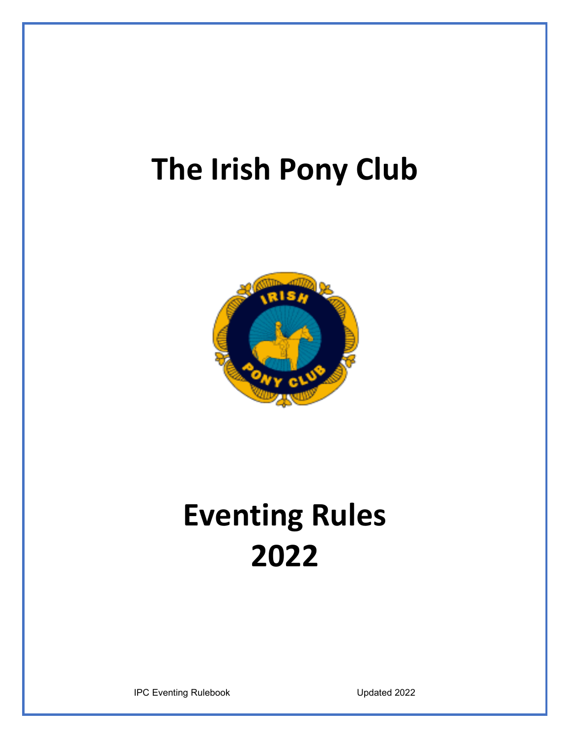# The Irish Pony Club

# Eventing Rules
# 2022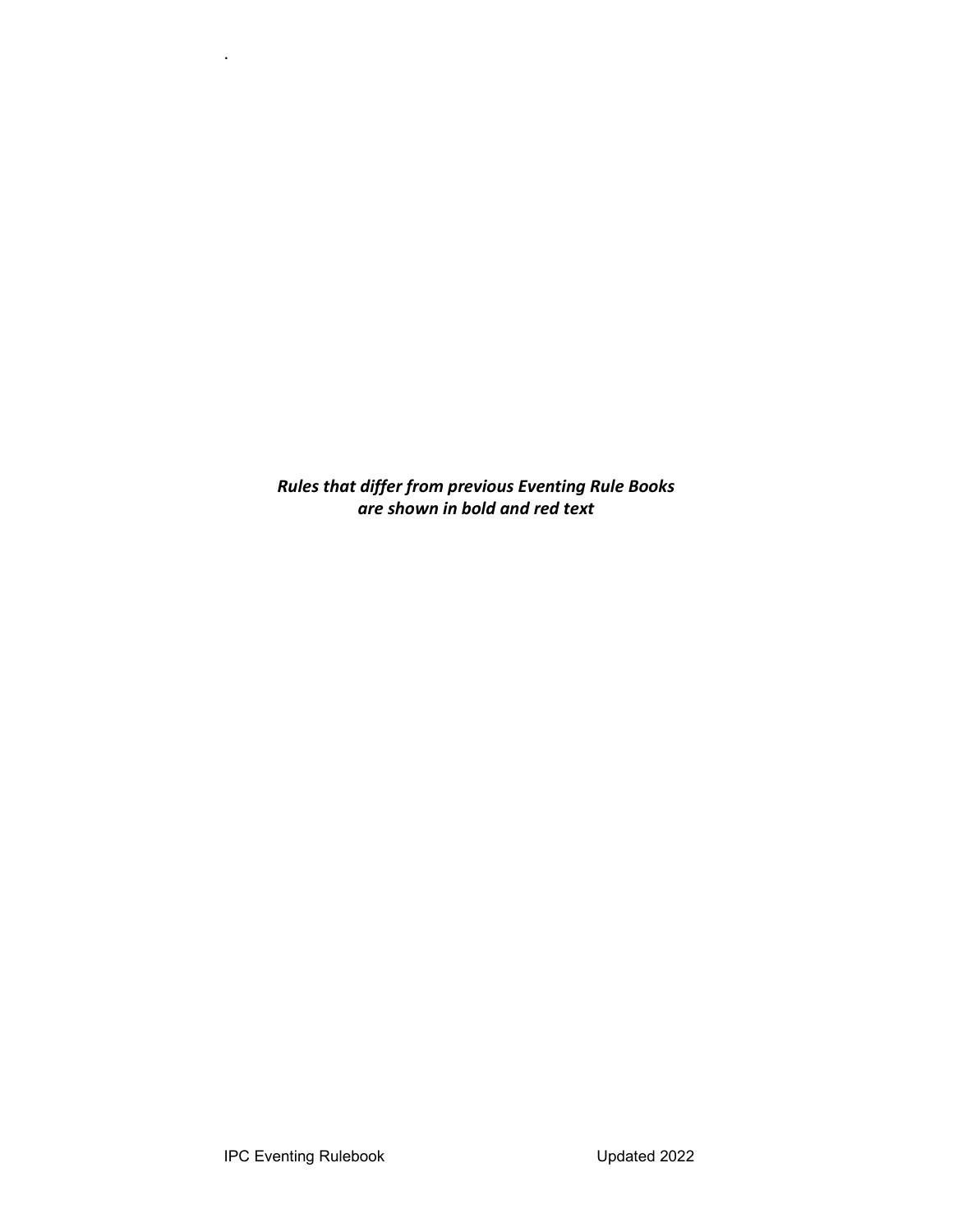***Rules that differ from previous Eventing Rule Books are shown in bold and red text***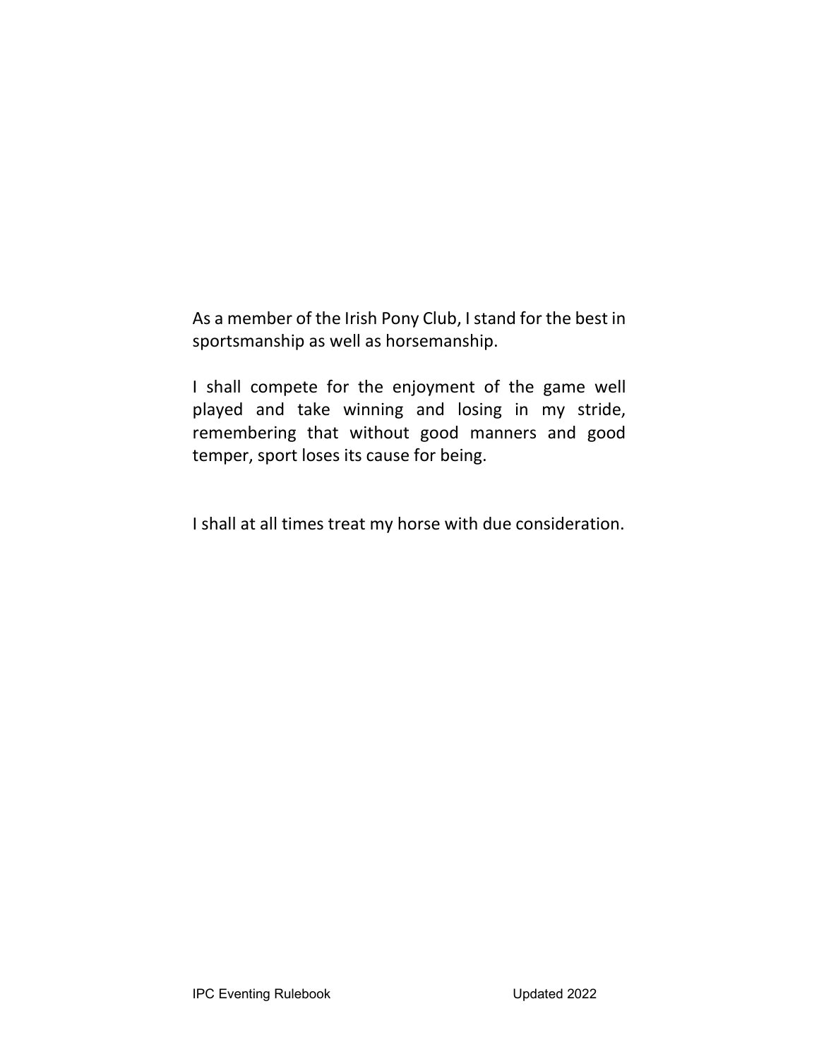As a member of the Irish Pony Club, I stand for the best in sportsmanship as well as horsemanship.

I shall compete for the enjoyment of the game well played and take winning and losing in my stride, remembering that without good manners and good temper, sport loses its cause for being.

I shall at all times treat my horse with due consideration.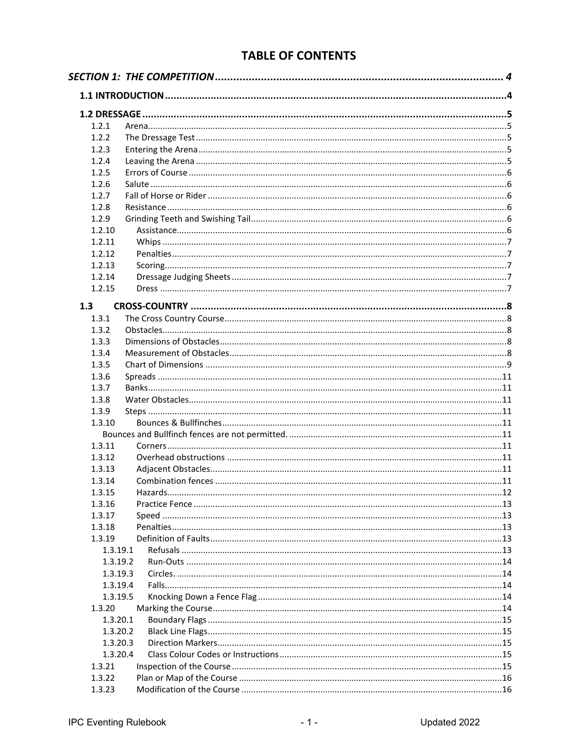# TABLE OF CONTENTS

**_SECTION 1: THE COMPETITION_** ..... 4

**1.1 INTRODUCTION** ..... 4

**1.2 DRESSAGE** ..... 5

- 1.2.1 Arena ..... 5
- 1.2.2 The Dressage Test ..... 5
- 1.2.3 Entering the Arena ..... 5
- 1.2.4 Leaving the Arena ..... 5
- 1.2.5 Errors of Course ..... 6
- 1.2.6 Salute ..... 6
- 1.2.7 Fall of Horse or Rider ..... 6
- 1.2.8 Resistance ..... 6
- 1.2.9 Grinding Teeth and Swishing Tail ..... 6
- 1.2.10 Assistance ..... 6
- 1.2.11 Whips ..... 7
- 1.2.12 Penalties ..... 7
- 1.2.13 Scoring ..... 7
- 1.2.14 Dressage Judging Sheets ..... 7
- 1.2.15 Dress ..... 7

**1.3 CROSS-COUNTRY** ..... 8

- 1.3.1 The Cross Country Course ..... 8
- 1.3.2 Obstacles ..... 8
- 1.3.3 Dimensions of Obstacles ..... 8
- 1.3.4 Measurement of Obstacles ..... 8
- 1.3.5 Chart of Dimensions ..... 9
- 1.3.6 Spreads ..... 11
- 1.3.7 Banks ..... 11
- 1.3.8 Water Obstacles ..... 11
- 1.3.9 Steps ..... 11
- 1.3.10 Bounces & Bullfinches ..... 11
  - Bounces and Bullfinch fences are not permitted. ..... 11
- 1.3.11 Corners ..... 11
- 1.3.12 Overhead obstructions ..... 11
- 1.3.13 Adjacent Obstacles ..... 11
- 1.3.14 Combination fences ..... 11
- 1.3.15 Hazards ..... 12
- 1.3.16 Practice Fence ..... 13
- 1.3.17 Speed ..... 13
- 1.3.18 Penalties ..... 13
- 1.3.19 Definition of Faults ..... 13
  - 1.3.19.1 Refusals ..... 13
  - 1.3.19.2 Run-Outs ..... 14
  - 1.3.19.3 Circles. ..... 14
  - 1.3.19.4 Falls ..... 14
  - 1.3.19.5 Knocking Down a Fence Flag ..... 14
- 1.3.20 Marking the Course ..... 14
  - 1.3.20.1 Boundary Flags ..... 15
  - 1.3.20.2 Black Line Flags ..... 15
  - 1.3.20.3 Direction Markers ..... 15
  - 1.3.20.4 Class Colour Codes or Instructions ..... 15
- 1.3.21 Inspection of the Course ..... 15
- 1.3.22 Plan or Map of the Course ..... 16
- 1.3.23 Modification of the Course ..... 16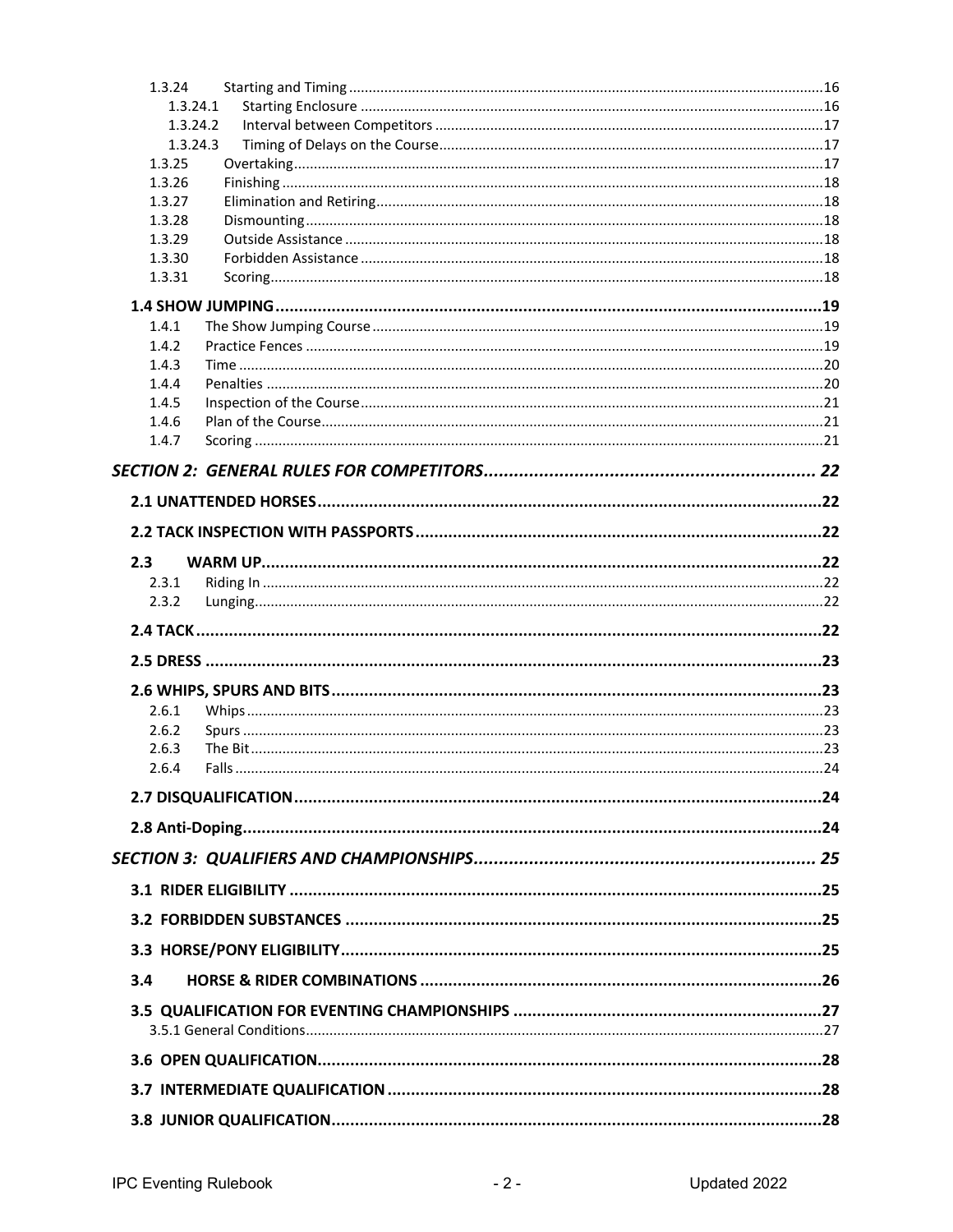1.3.24 Starting and Timing ........ 16
1.3.24.1 Starting Enclosure ........ 16
1.3.24.2 Interval between Competitors ........ 17
1.3.24.3 Timing of Delays on the Course ........ 17
1.3.25 Overtaking ........ 17
1.3.26 Finishing ........ 18
1.3.27 Elimination and Retiring ........ 18
1.3.28 Dismounting ........ 18
1.3.29 Outside Assistance ........ 18
1.3.30 Forbidden Assistance ........ 18
1.3.31 Scoring ........ 18

**1.4 SHOW JUMPING ........ 19**
1.4.1 The Show Jumping Course ........ 19
1.4.2 Practice Fences ........ 19
1.4.3 Time ........ 20
1.4.4 Penalties ........ 20
1.4.5 Inspection of the Course ........ 21
1.4.6 Plan of the Course ........ 21
1.4.7 Scoring ........ 21

***SECTION 2: GENERAL RULES FOR COMPETITORS ........ 22***

**2.1 UNATTENDED HORSES ........ 22**

**2.2 TACK INSPECTION WITH PASSPORTS ........ 22**

**2.3 WARM UP ........ 22**
2.3.1 Riding In ........ 22
2.3.2 Lunging ........ 22

**2.4 TACK ........ 22**

**2.5 DRESS ........ 23**

**2.6 WHIPS, SPURS AND BITS ........ 23**
2.6.1 Whips ........ 23
2.6.2 Spurs ........ 23
2.6.3 The Bit ........ 23
2.6.4 Falls ........ 24

**2.7 DISQUALIFICATION ........ 24**

**2.8 Anti-Doping ........ 24**

***SECTION 3: QUALIFIERS AND CHAMPIONSHIPS ........ 25***

**3.1 RIDER ELIGIBILITY ........ 25**

**3.2 FORBIDDEN SUBSTANCES ........ 25**

**3.3 HORSE/PONY ELIGIBILITY ........ 25**

**3.4 HORSE & RIDER COMBINATIONS ........ 26**

**3.5 QUALIFICATION FOR EVENTING CHAMPIONSHIPS ........ 27**
3.5.1 General Conditions ........ 27

**3.6 OPEN QUALIFICATION ........ 28**

**3.7 INTERMEDIATE QUALIFICATION ........ 28**

**3.8 JUNIOR QUALIFICATION ........ 28**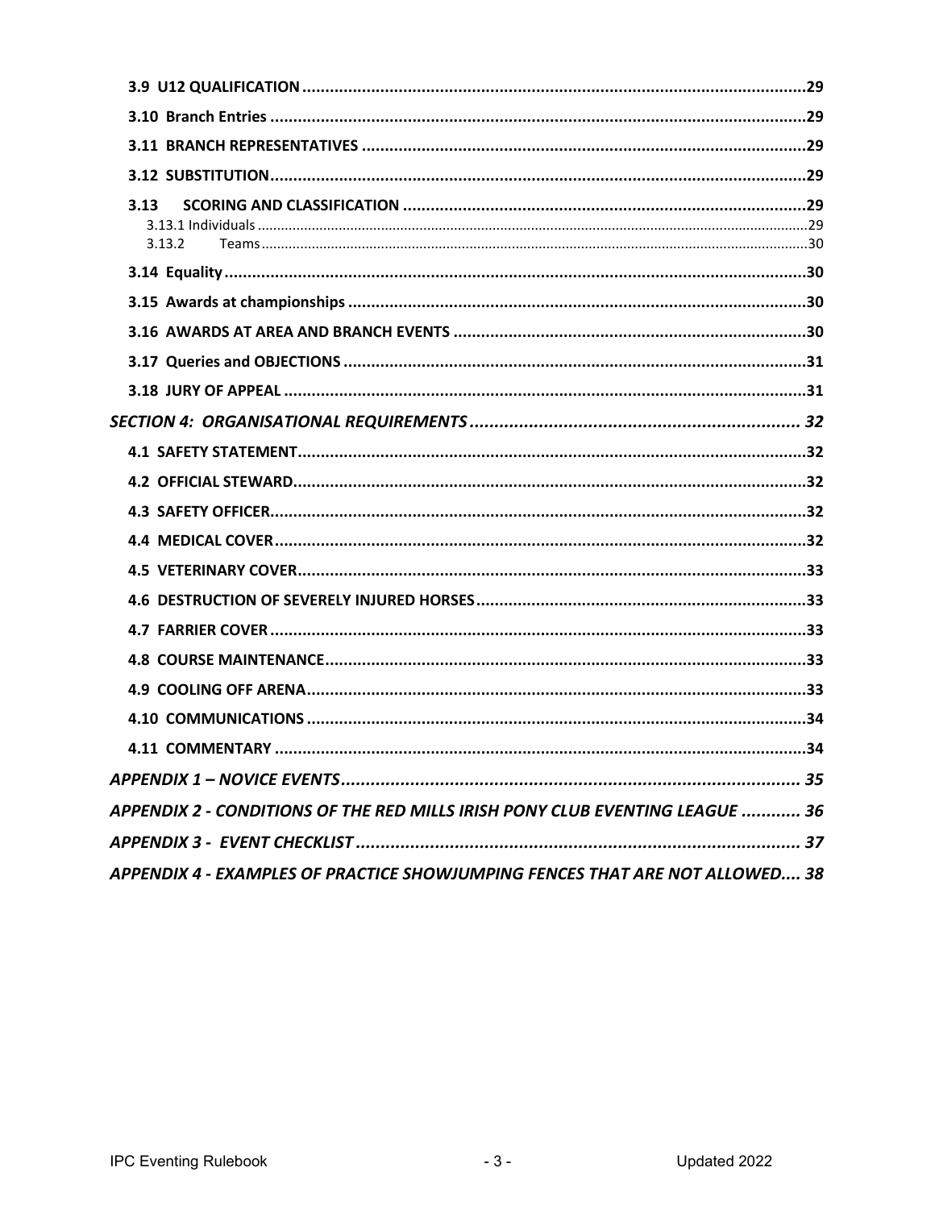**3.9 U12 QUALIFICATION** .......... 29

**3.10 Branch Entries** .......... 29

**3.11 BRANCH REPRESENTATIVES** .......... 29

**3.12 SUBSTITUTION** .......... 29

**3.13 SCORING AND CLASSIFICATION** .......... 29

3.13.1 Individuals .......... 29

3.13.2 Teams .......... 30

**3.14 Equality** .......... 30

**3.15 Awards at championships** .......... 30

**3.16 AWARDS AT AREA AND BRANCH EVENTS** .......... 30

**3.17 Queries and OBJECTIONS** .......... 31

**3.18 JURY OF APPEAL** .......... 31

***SECTION 4: ORGANISATIONAL REQUIREMENTS*** .......... 32

**4.1 SAFETY STATEMENT** .......... 32

**4.2 OFFICIAL STEWARD** .......... 32

**4.3 SAFETY OFFICER** .......... 32

**4.4 MEDICAL COVER** .......... 32

**4.5 VETERINARY COVER** .......... 33

**4.6 DESTRUCTION OF SEVERELY INJURED HORSES** .......... 33

**4.7 FARRIER COVER** .......... 33

**4.8 COURSE MAINTENANCE** .......... 33

**4.9 COOLING OFF ARENA** .......... 33

**4.10 COMMUNICATIONS** .......... 34

**4.11 COMMENTARY** .......... 34

***APPENDIX 1 – NOVICE EVENTS*** .......... 35

***APPENDIX 2 - CONDITIONS OF THE RED MILLS IRISH PONY CLUB EVENTING LEAGUE*** .......... 36

***APPENDIX 3 - EVENT CHECKLIST*** .......... 37

***APPENDIX 4 - EXAMPLES OF PRACTICE SHOWJUMPING FENCES THAT ARE NOT ALLOWED*** .... 38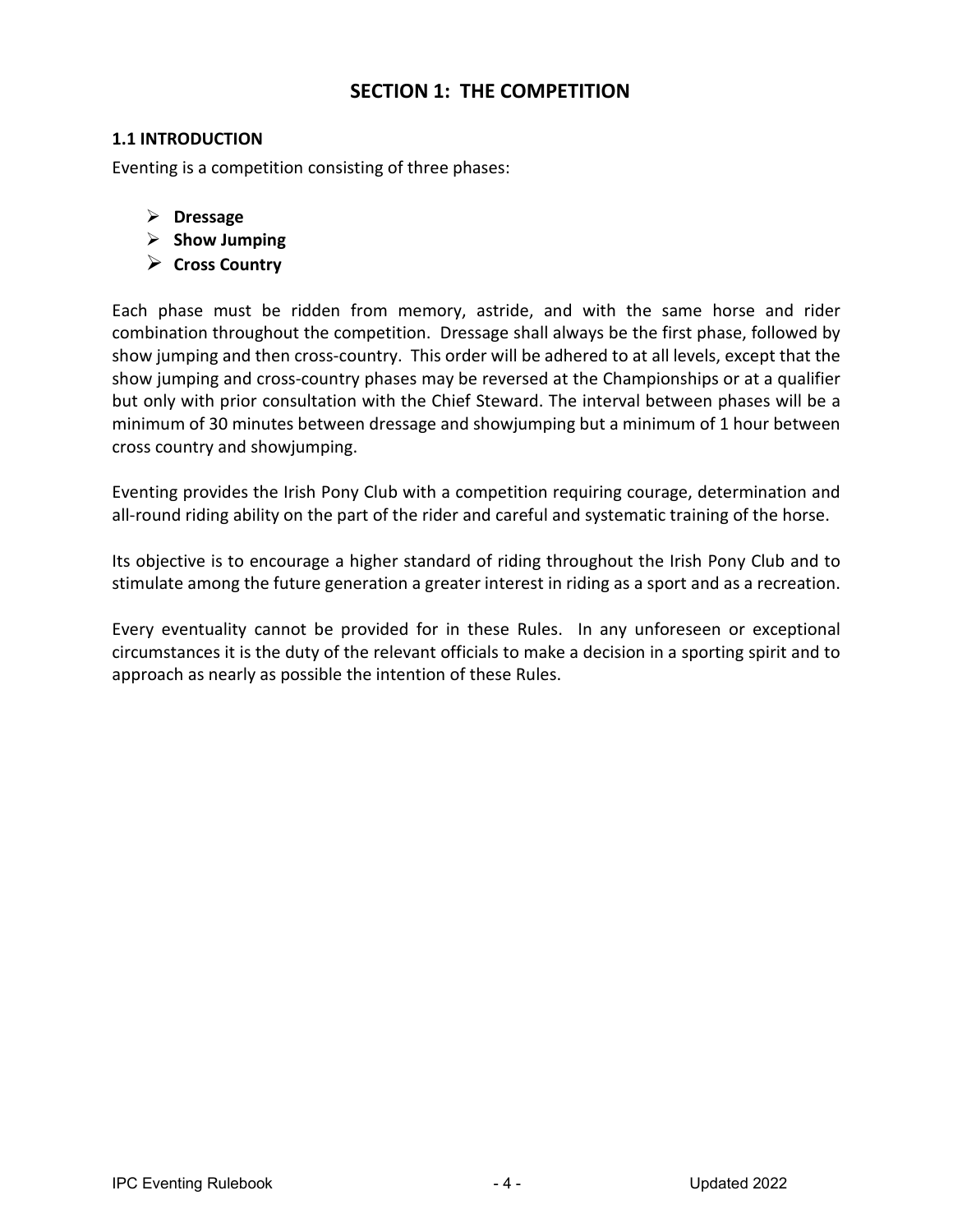# SECTION 1: THE COMPETITION

### 1.1 INTRODUCTION

Eventing is a competition consisting of three phases:

- **Dressage**
- **Show Jumping**
- **Cross Country**

Each phase must be ridden from memory, astride, and with the same horse and rider combination throughout the competition. Dressage shall always be the first phase, followed by show jumping and then cross-country. This order will be adhered to at all levels, except that the show jumping and cross-country phases may be reversed at the Championships or at a qualifier but only with prior consultation with the Chief Steward. The interval between phases will be a minimum of 30 minutes between dressage and showjumping but a minimum of 1 hour between cross country and showjumping.

Eventing provides the Irish Pony Club with a competition requiring courage, determination and all-round riding ability on the part of the rider and careful and systematic training of the horse.

Its objective is to encourage a higher standard of riding throughout the Irish Pony Club and to stimulate among the future generation a greater interest in riding as a sport and as a recreation.

Every eventuality cannot be provided for in these Rules. In any unforeseen or exceptional circumstances it is the duty of the relevant officials to make a decision in a sporting spirit and to approach as nearly as possible the intention of these Rules.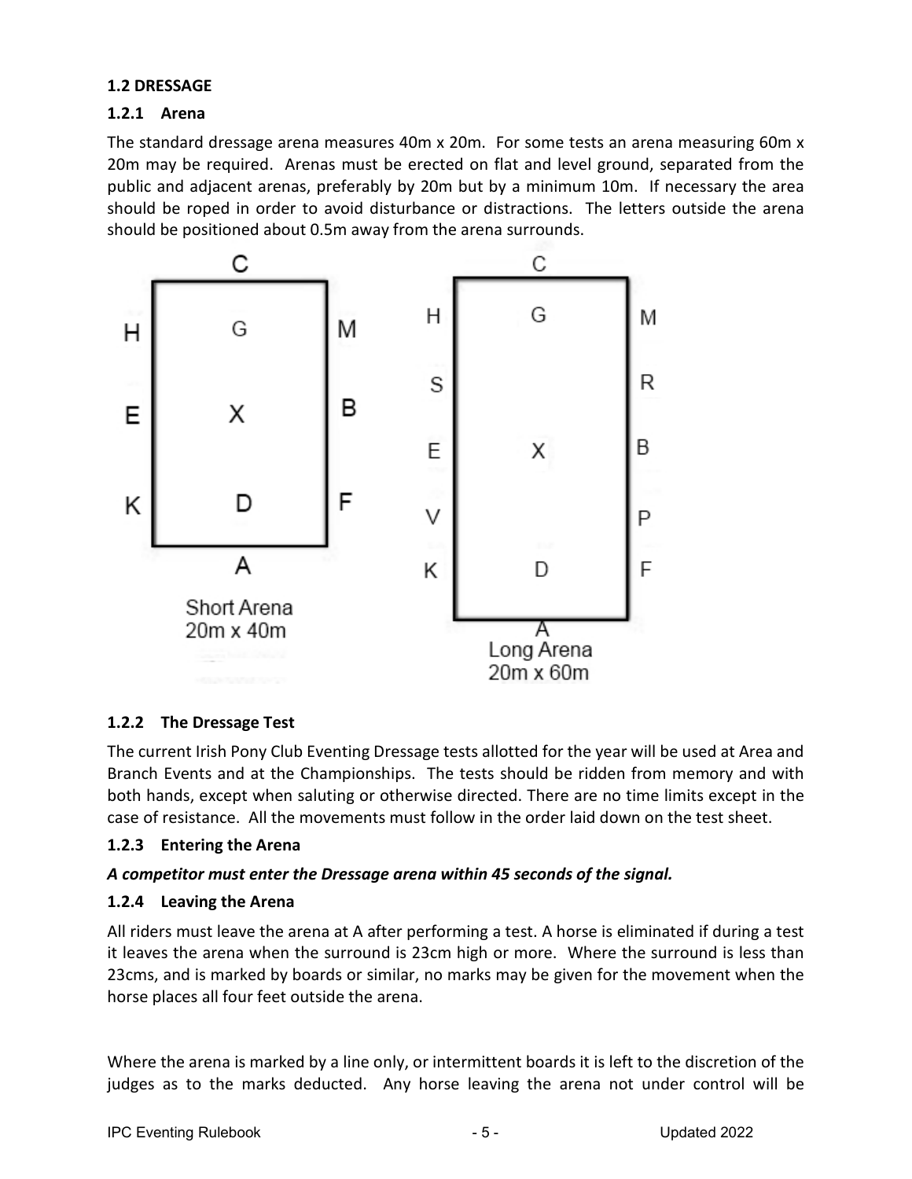### 1.2 DRESSAGE

#### 1.2.1 Arena

The standard dressage arena measures 40m x 20m. For some tests an arena measuring 60m x 20m may be required. Arenas must be erected on flat and level ground, separated from the public and adjacent arenas, preferably by 20m but by a minimum 10m. If necessary the area should be roped in order to avoid disturbance or distractions. The letters outside the arena should be positioned about 0.5m away from the arena surrounds.

Short Arena
20m x 40m

Long Arena
20m x 60m

#### 1.2.2 The Dressage Test

The current Irish Pony Club Eventing Dressage tests allotted for the year will be used at Area and Branch Events and at the Championships. The tests should be ridden from memory and with both hands, except when saluting or otherwise directed. There are no time limits except in the case of resistance. All the movements must follow in the order laid down on the test sheet.

#### 1.2.3 Entering the Arena

***A competitor must enter the Dressage arena within 45 seconds of the signal.***

#### 1.2.4 Leaving the Arena

All riders must leave the arena at A after performing a test. A horse is eliminated if during a test it leaves the arena when the surround is 23cm high or more. Where the surround is less than 23cms, and is marked by boards or similar, no marks may be given for the movement when the horse places all four feet outside the arena.

Where the arena is marked by a line only, or intermittent boards it is left to the discretion of the judges as to the marks deducted. Any horse leaving the arena not under control will be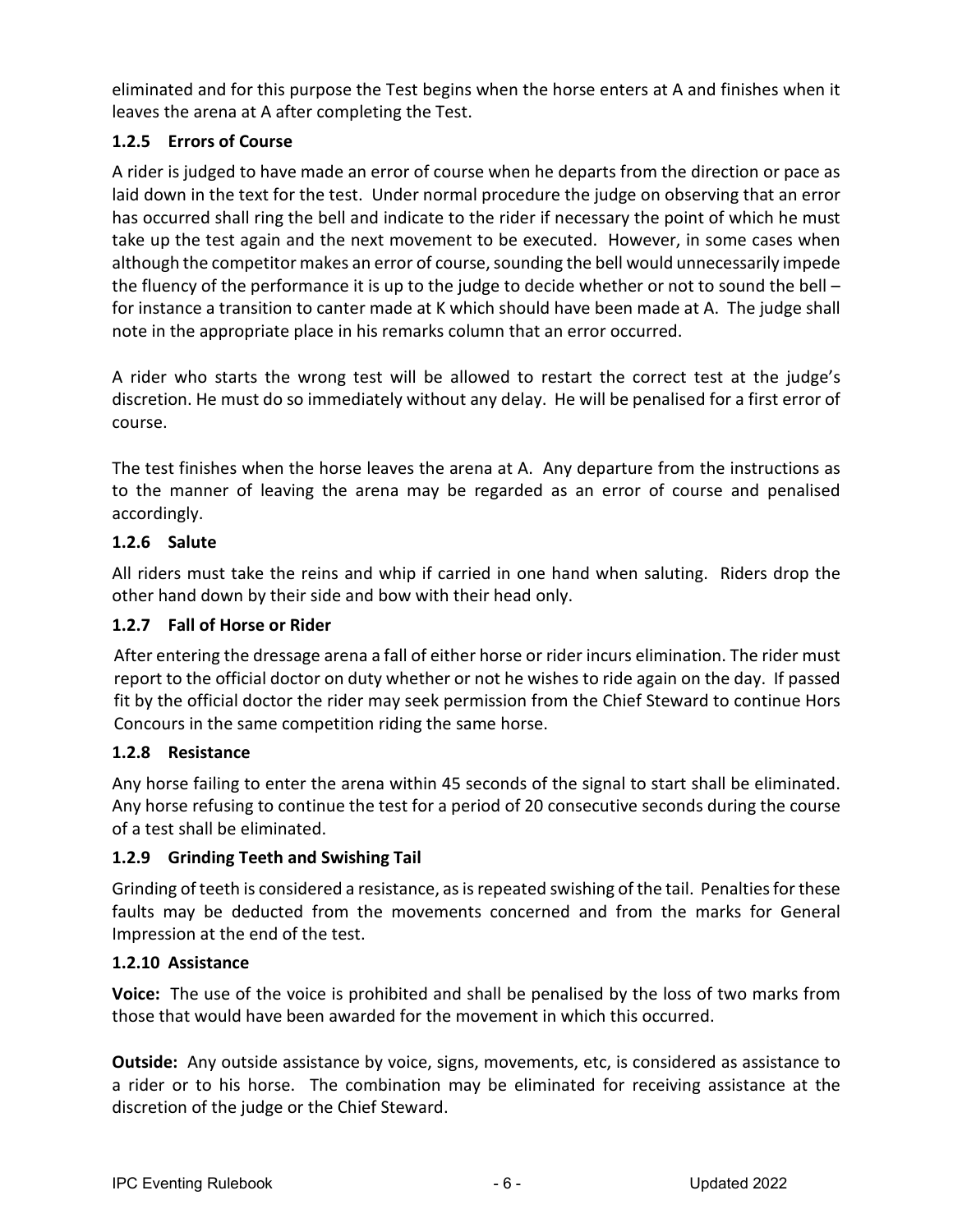eliminated and for this purpose the Test begins when the horse enters at A and finishes when it leaves the arena at A after completing the Test.

### 1.2.5 Errors of Course

A rider is judged to have made an error of course when he departs from the direction or pace as laid down in the text for the test. Under normal procedure the judge on observing that an error has occurred shall ring the bell and indicate to the rider if necessary the point of which he must take up the test again and the next movement to be executed. However, in some cases when although the competitor makes an error of course, sounding the bell would unnecessarily impede the fluency of the performance it is up to the judge to decide whether or not to sound the bell – for instance a transition to canter made at K which should have been made at A. The judge shall note in the appropriate place in his remarks column that an error occurred.

A rider who starts the wrong test will be allowed to restart the correct test at the judge's discretion. He must do so immediately without any delay. He will be penalised for a first error of course.

The test finishes when the horse leaves the arena at A. Any departure from the instructions as to the manner of leaving the arena may be regarded as an error of course and penalised accordingly.

### 1.2.6 Salute

All riders must take the reins and whip if carried in one hand when saluting. Riders drop the other hand down by their side and bow with their head only.

### 1.2.7 Fall of Horse or Rider

After entering the dressage arena a fall of either horse or rider incurs elimination. The rider must report to the official doctor on duty whether or not he wishes to ride again on the day. If passed fit by the official doctor the rider may seek permission from the Chief Steward to continue Hors Concours in the same competition riding the same horse.

### 1.2.8 Resistance

Any horse failing to enter the arena within 45 seconds of the signal to start shall be eliminated. Any horse refusing to continue the test for a period of 20 consecutive seconds during the course of a test shall be eliminated.

### 1.2.9 Grinding Teeth and Swishing Tail

Grinding of teeth is considered a resistance, as is repeated swishing of the tail. Penalties for these faults may be deducted from the movements concerned and from the marks for General Impression at the end of the test.

### 1.2.10 Assistance

**Voice:** The use of the voice is prohibited and shall be penalised by the loss of two marks from those that would have been awarded for the movement in which this occurred.

**Outside:** Any outside assistance by voice, signs, movements, etc, is considered as assistance to a rider or to his horse. The combination may be eliminated for receiving assistance at the discretion of the judge or the Chief Steward.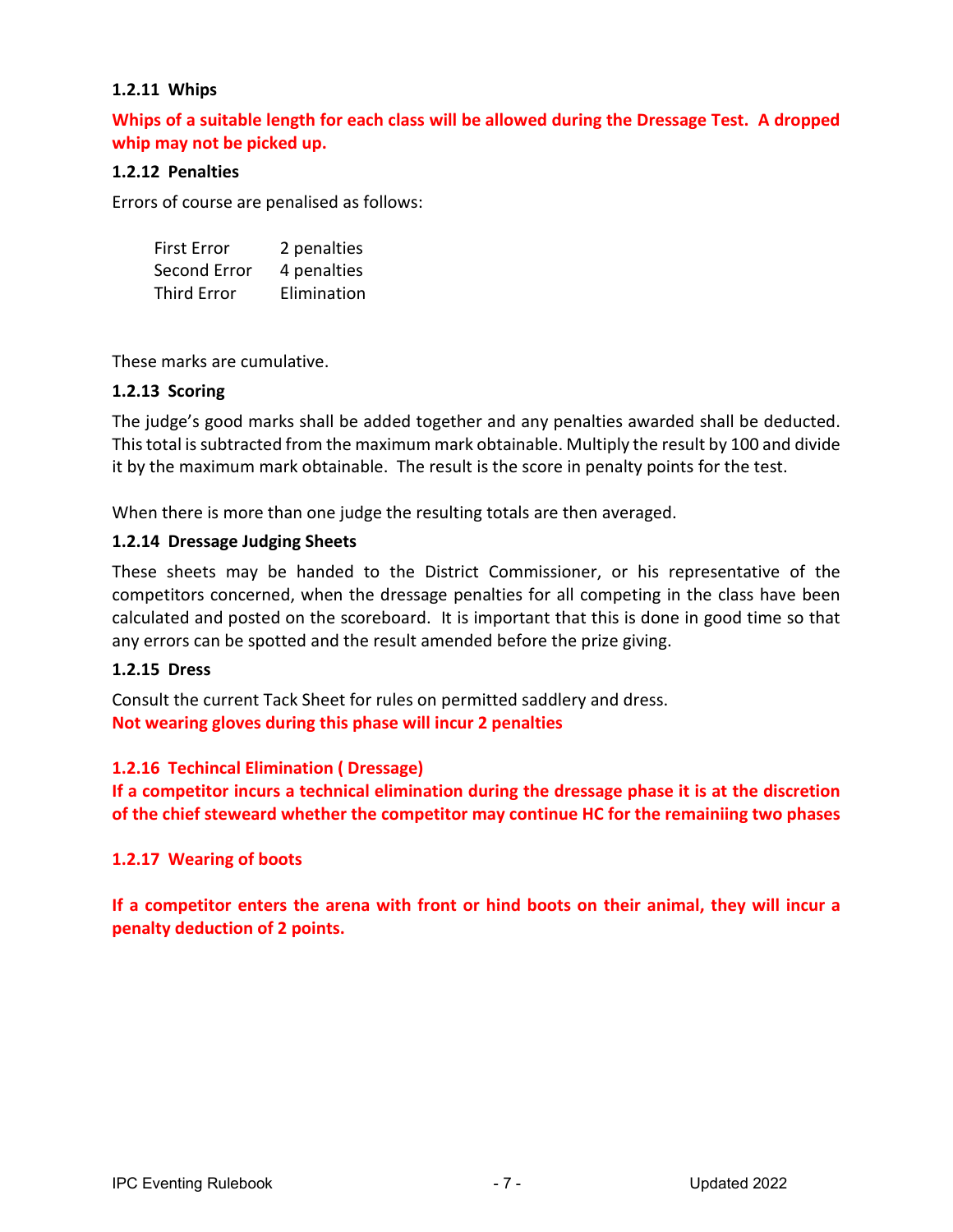### 1.2.11 Whips

**Whips of a suitable length for each class will be allowed during the Dressage Test. A dropped whip may not be picked up.**

### 1.2.12 Penalties

Errors of course are penalised as follows:

| | |
|---|---|
| First Error | 2 penalties |
| Second Error | 4 penalties |
| Third Error | Elimination |

These marks are cumulative.

### 1.2.13 Scoring

The judge's good marks shall be added together and any penalties awarded shall be deducted. This total is subtracted from the maximum mark obtainable. Multiply the result by 100 and divide it by the maximum mark obtainable. The result is the score in penalty points for the test.

When there is more than one judge the resulting totals are then averaged.

### 1.2.14 Dressage Judging Sheets

These sheets may be handed to the District Commissioner, or his representative of the competitors concerned, when the dressage penalties for all competing in the class have been calculated and posted on the scoreboard. It is important that this is done in good time so that any errors can be spotted and the result amended before the prize giving.

### 1.2.15 Dress

Consult the current Tack Sheet for rules on permitted saddlery and dress.
**Not wearing gloves during this phase will incur 2 penalties**

### 1.2.16 Techincal Elimination ( Dressage)

**If a competitor incurs a technical elimination during the dressage phase it is at the discretion of the chief steweard whether the competitor may continue HC for the remainiing two phases**

### 1.2.17 Wearing of boots

**If a competitor enters the arena with front or hind boots on their animal, they will incur a penalty deduction of 2 points.**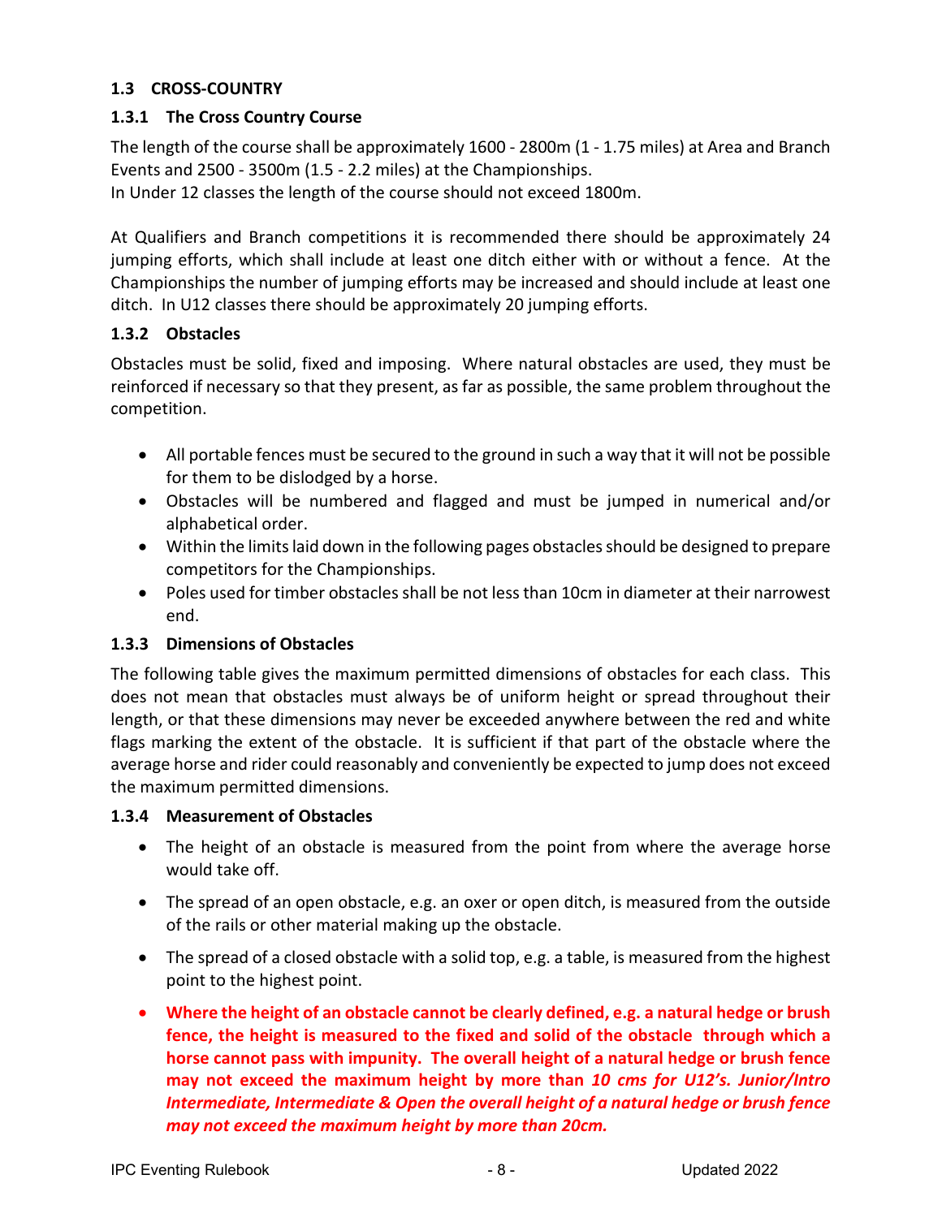### 1.3 CROSS-COUNTRY

#### 1.3.1 The Cross Country Course

The length of the course shall be approximately 1600 - 2800m (1 - 1.75 miles) at Area and Branch Events and 2500 - 3500m (1.5 - 2.2 miles) at the Championships.
In Under 12 classes the length of the course should not exceed 1800m.

At Qualifiers and Branch competitions it is recommended there should be approximately 24 jumping efforts, which shall include at least one ditch either with or without a fence. At the Championships the number of jumping efforts may be increased and should include at least one ditch. In U12 classes there should be approximately 20 jumping efforts.

#### 1.3.2 Obstacles

Obstacles must be solid, fixed and imposing. Where natural obstacles are used, they must be reinforced if necessary so that they present, as far as possible, the same problem throughout the competition.

- All portable fences must be secured to the ground in such a way that it will not be possible for them to be dislodged by a horse.
- Obstacles will be numbered and flagged and must be jumped in numerical and/or alphabetical order.
- Within the limits laid down in the following pages obstacles should be designed to prepare competitors for the Championships.
- Poles used for timber obstacles shall be not less than 10cm in diameter at their narrowest end.

#### 1.3.3 Dimensions of Obstacles

The following table gives the maximum permitted dimensions of obstacles for each class. This does not mean that obstacles must always be of uniform height or spread throughout their length, or that these dimensions may never be exceeded anywhere between the red and white flags marking the extent of the obstacle. It is sufficient if that part of the obstacle where the average horse and rider could reasonably and conveniently be expected to jump does not exceed the maximum permitted dimensions.

#### 1.3.4 Measurement of Obstacles

- The height of an obstacle is measured from the point from where the average horse would take off.
- The spread of an open obstacle, e.g. an oxer or open ditch, is measured from the outside of the rails or other material making up the obstacle.
- The spread of a closed obstacle with a solid top, e.g. a table, is measured from the highest point to the highest point.
- **Where the height of an obstacle cannot be clearly defined, e.g. a natural hedge or brush fence, the height is measured to the fixed and solid of the obstacle through which a horse cannot pass with impunity. The overall height of a natural hedge or brush fence may not exceed the maximum height by more than *10 cms for U12's. Junior/Intro Intermediate, Intermediate & Open the overall height of a natural hedge or brush fence may not exceed the maximum height by more than 20cm.***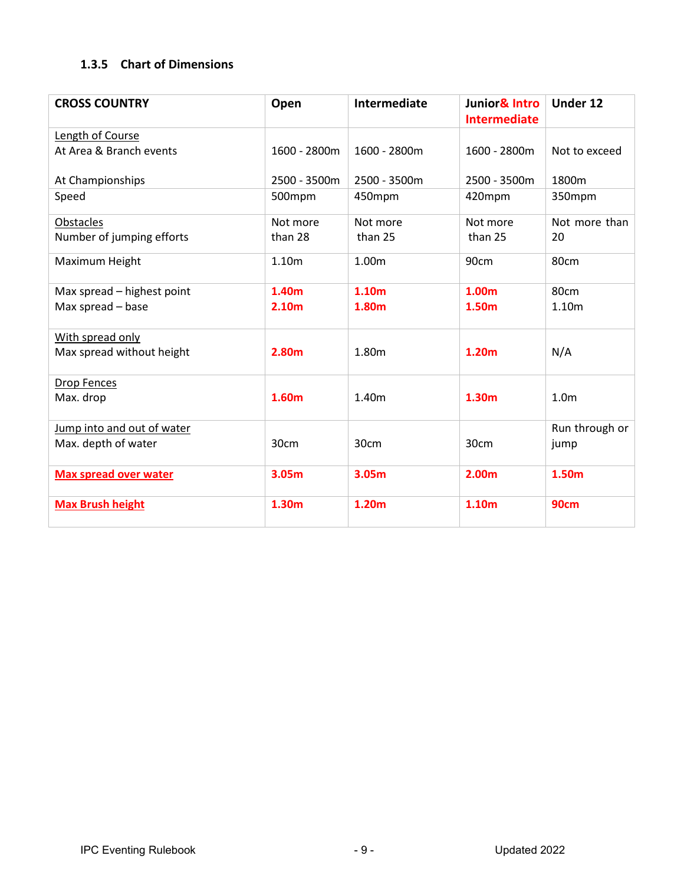### 1.3.5 Chart of Dimensions

| CROSS COUNTRY | Open | Intermediate | Junior& Intro Intermediate | Under 12 |
|---|---|---|---|---|
| Length of Course<br>At Area & Branch events<br><br>At Championships | <br>1600 - 2800m<br><br>2500 - 3500m | <br>1600 - 2800m<br><br>2500 - 3500m | <br>1600 - 2800m<br><br>2500 - 3500m | <br>Not to exceed<br><br>1800m |
| Speed | 500mpm | 450mpm | 420mpm | 350mpm |
| Obstacles<br>Number of jumping efforts | Not more than 28 | Not more than 25 | Not more than 25 | Not more than 20 |
| Maximum Height | 1.10m | 1.00m | 90cm | 80cm |
| Max spread – highest point<br>Max spread – base | **1.40m**<br>**2.10m** | **1.10m**<br>**1.80m** | **1.00m**<br>**1.50m** | 80cm<br>1.10m |
| With spread only<br>Max spread without height | **2.80m** | 1.80m | **1.20m** | N/A |
| Drop Fences<br>Max. drop | **1.60m** | 1.40m | **1.30m** | 1.0m |
| Jump into and out of water<br>Max. depth of water | 30cm | 30cm | 30cm | Run through or jump |
| **Max spread over water** | **3.05m** | **3.05m** | **2.00m** | **1.50m** |
| **Max Brush height** | **1.30m** | **1.20m** | **1.10m** | **90cm** |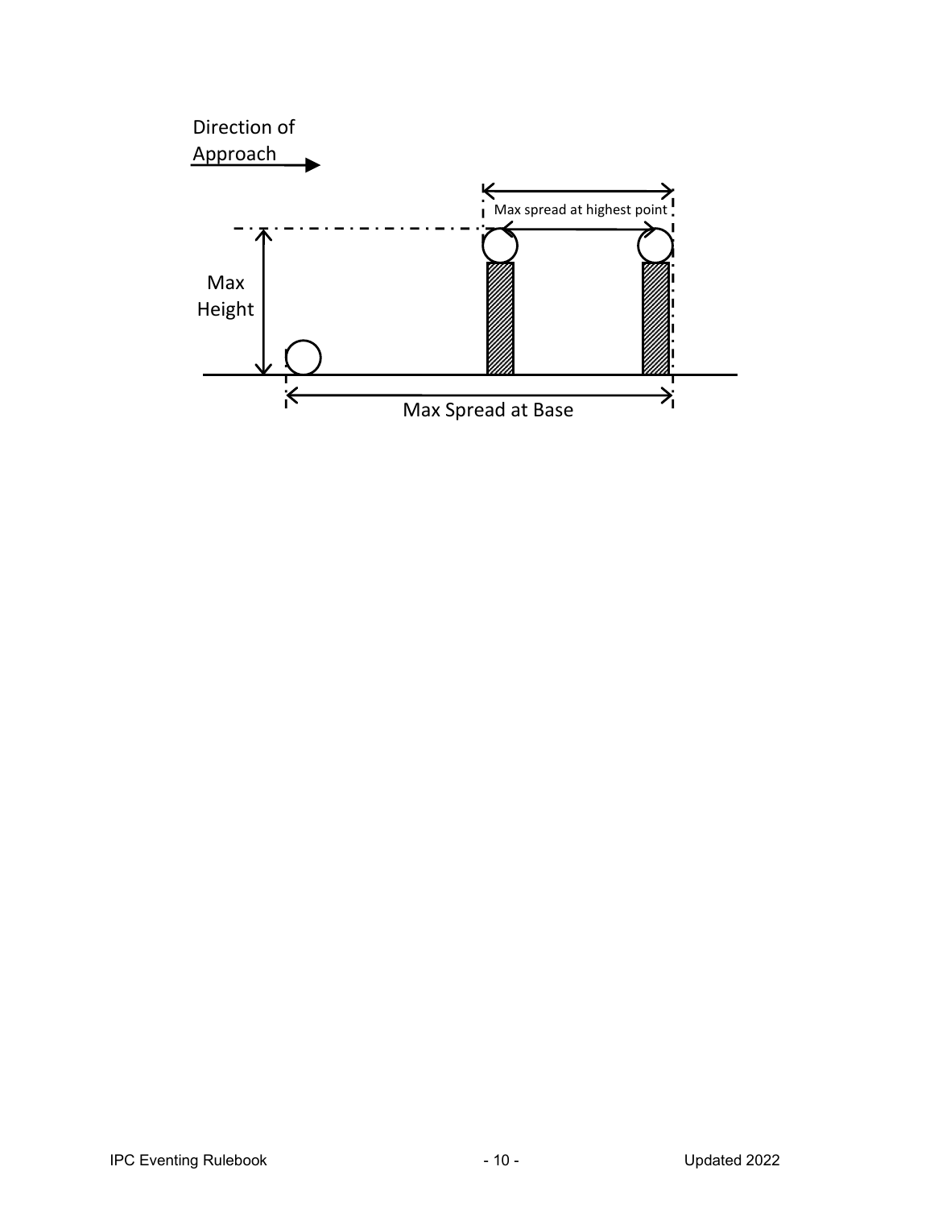Direction of Approach

Max spread at highest point

Max Height

Max Spread at Base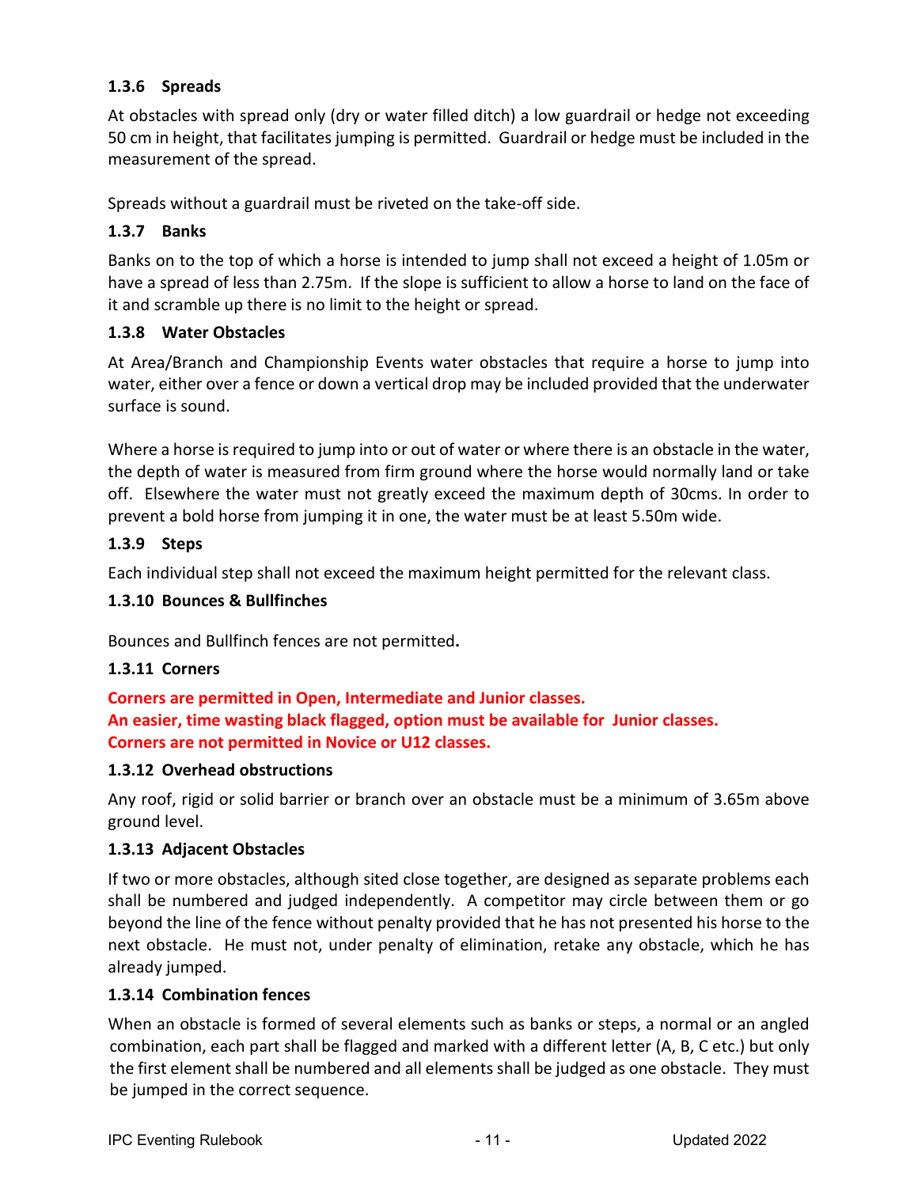### 1.3.6 Spreads

At obstacles with spread only (dry or water filled ditch) a low guardrail or hedge not exceeding 50 cm in height, that facilitates jumping is permitted. Guardrail or hedge must be included in the measurement of the spread.

Spreads without a guardrail must be riveted on the take-off side.

### 1.3.7 Banks

Banks on to the top of which a horse is intended to jump shall not exceed a height of 1.05m or have a spread of less than 2.75m. If the slope is sufficient to allow a horse to land on the face of it and scramble up there is no limit to the height or spread.

### 1.3.8 Water Obstacles

At Area/Branch and Championship Events water obstacles that require a horse to jump into water, either over a fence or down a vertical drop may be included provided that the underwater surface is sound.

Where a horse is required to jump into or out of water or where there is an obstacle in the water, the depth of water is measured from firm ground where the horse would normally land or take off. Elsewhere the water must not greatly exceed the maximum depth of 30cms. In order to prevent a bold horse from jumping it in one, the water must be at least 5.50m wide.

### 1.3.9 Steps

Each individual step shall not exceed the maximum height permitted for the relevant class.

### 1.3.10 Bounces & Bullfinches

Bounces and Bullfinch fences are not permitted**.**

### 1.3.11 Corners

**Corners are permitted in Open, Intermediate and Junior classes.**
**An easier, time wasting black flagged, option must be available for Junior classes.**
**Corners are not permitted in Novice or U12 classes.**

### 1.3.12 Overhead obstructions

Any roof, rigid or solid barrier or branch over an obstacle must be a minimum of 3.65m above ground level.

### 1.3.13 Adjacent Obstacles

If two or more obstacles, although sited close together, are designed as separate problems each shall be numbered and judged independently. A competitor may circle between them or go beyond the line of the fence without penalty provided that he has not presented his horse to the next obstacle. He must not, under penalty of elimination, retake any obstacle, which he has already jumped.

### 1.3.14 Combination fences

When an obstacle is formed of several elements such as banks or steps, a normal or an angled combination, each part shall be flagged and marked with a different letter (A, B, C etc.) but only the first element shall be numbered and all elements shall be judged as one obstacle. They must be jumped in the correct sequence.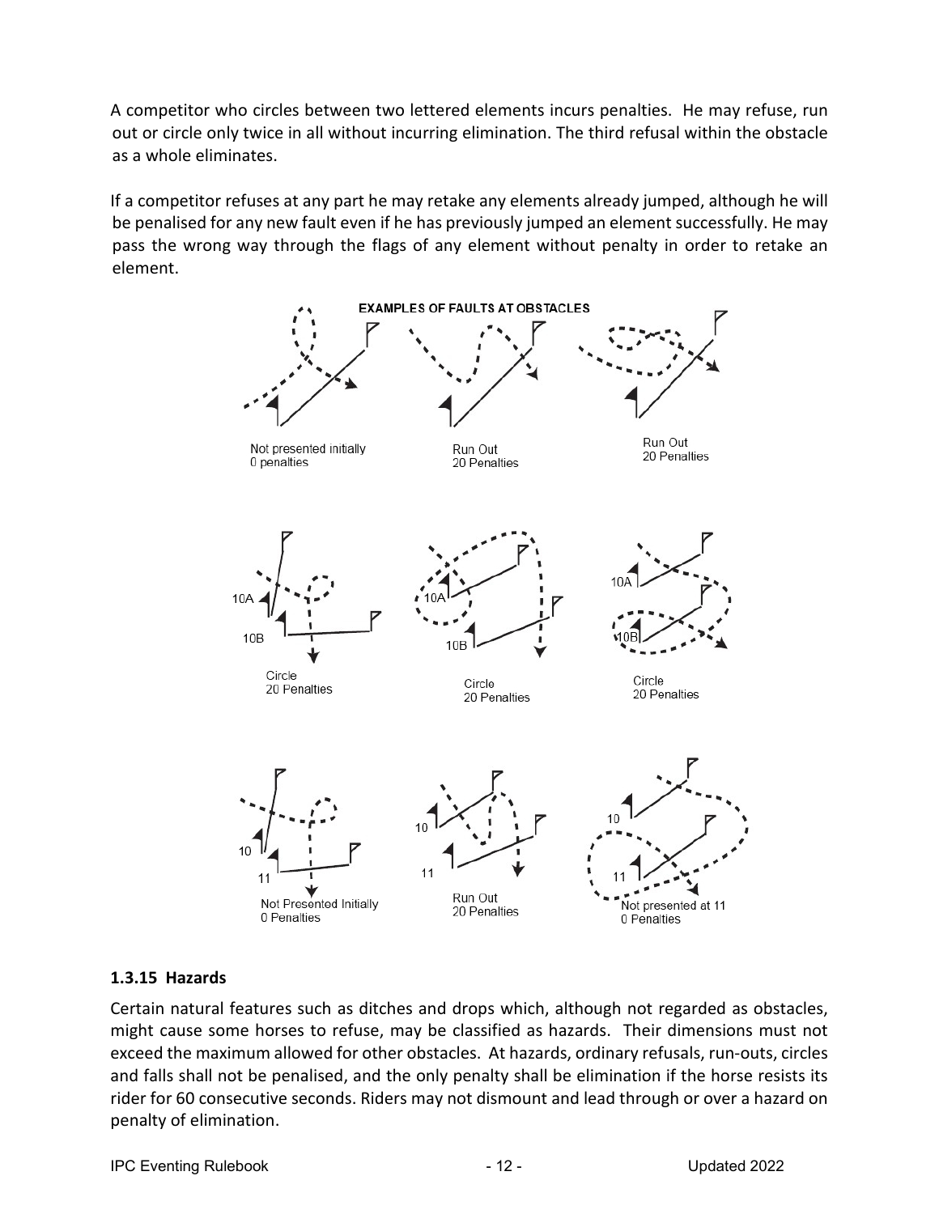A competitor who circles between two lettered elements incurs penalties. He may refuse, run out or circle only twice in all without incurring elimination. The third refusal within the obstacle as a whole eliminates.

If a competitor refuses at any part he may retake any elements already jumped, although he will be penalised for any new fault even if he has previously jumped an element successfully. He may pass the wrong way through the flags of any element without penalty in order to retake an element.

**EXAMPLES OF FAULTS AT OBSTACLES**

Not presented initially
0 penalties

Run Out
20 Penalties

Run Out
20 Penalties

Circle
20 Penalties

Circle
20 Penalties

Circle
20 Penalties

Not Presented Initially
0 Penalties

Run Out
20 Penalties

Not presented at 11
0 Penalties

### 1.3.15 Hazards

Certain natural features such as ditches and drops which, although not regarded as obstacles, might cause some horses to refuse, may be classified as hazards. Their dimensions must not exceed the maximum allowed for other obstacles. At hazards, ordinary refusals, run-outs, circles and falls shall not be penalised, and the only penalty shall be elimination if the horse resists its rider for 60 consecutive seconds. Riders may not dismount and lead through or over a hazard on penalty of elimination.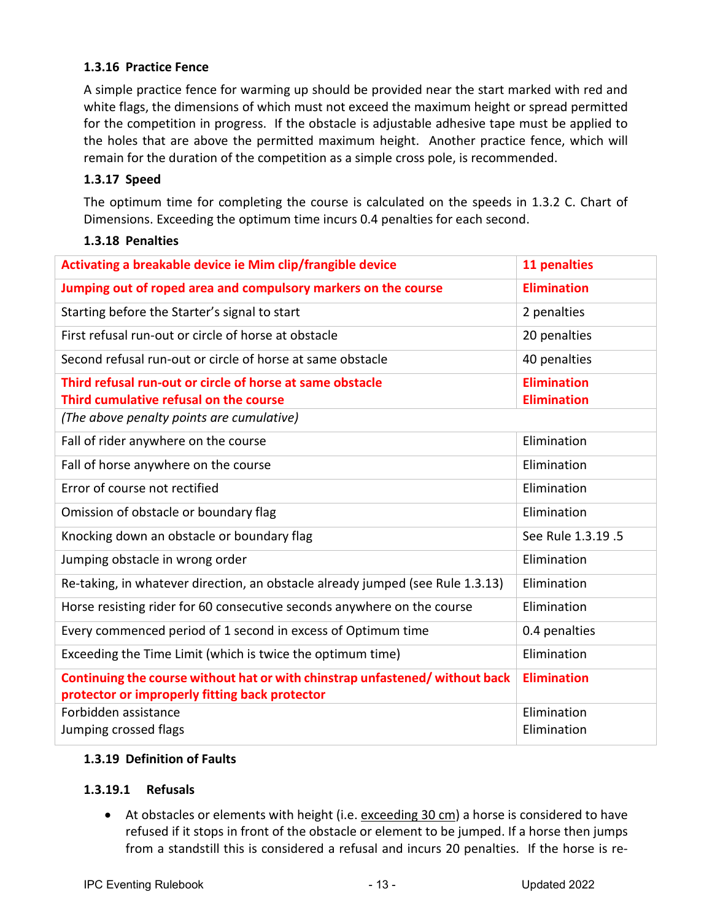### 1.3.16 Practice Fence

A simple practice fence for warming up should be provided near the start marked with red and white flags, the dimensions of which must not exceed the maximum height or spread permitted for the competition in progress. If the obstacle is adjustable adhesive tape must be applied to the holes that are above the permitted maximum height. Another practice fence, which will remain for the duration of the competition as a simple cross pole, is recommended.

### 1.3.17 Speed

The optimum time for completing the course is calculated on the speeds in 1.3.2 C. Chart of Dimensions. Exceeding the optimum time incurs 0.4 penalties for each second.

### 1.3.18 Penalties

| | |
|---|---|
| **Activating a breakable device ie Mim clip/frangible device** | **11 penalties** |
| **Jumping out of roped area and compulsory markers on the course** | **Elimination** |
| Starting before the Starter's signal to start | 2 penalties |
| First refusal run-out or circle of horse at obstacle | 20 penalties |
| Second refusal run-out or circle of horse at same obstacle | 40 penalties |
| **Third refusal run-out or circle of horse at same obstacle**<br>**Third cumulative refusal on the course** | **Elimination**<br>**Elimination** |
| *(The above penalty points are cumulative)* | |
| Fall of rider anywhere on the course | Elimination |
| Fall of horse anywhere on the course | Elimination |
| Error of course not rectified | Elimination |
| Omission of obstacle or boundary flag | Elimination |
| Knocking down an obstacle or boundary flag | See Rule 1.3.19 .5 |
| Jumping obstacle in wrong order | Elimination |
| Re-taking, in whatever direction, an obstacle already jumped (see Rule 1.3.13) | Elimination |
| Horse resisting rider for 60 consecutive seconds anywhere on the course | Elimination |
| Every commenced period of 1 second in excess of Optimum time | 0.4 penalties |
| Exceeding the Time Limit (which is twice the optimum time) | Elimination |
| **Continuing the course without hat or with chinstrap unfastened/ without back protector or improperly fitting back protector** | **Elimination** |
| Forbidden assistance<br>Jumping crossed flags | Elimination<br>Elimination |

### 1.3.19 Definition of Faults

#### 1.3.19.1 Refusals

- At obstacles or elements with height (i.e. exceeding 30 cm) a horse is considered to have refused if it stops in front of the obstacle or element to be jumped. If a horse then jumps from a standstill this is considered a refusal and incurs 20 penalties. If the horse is re-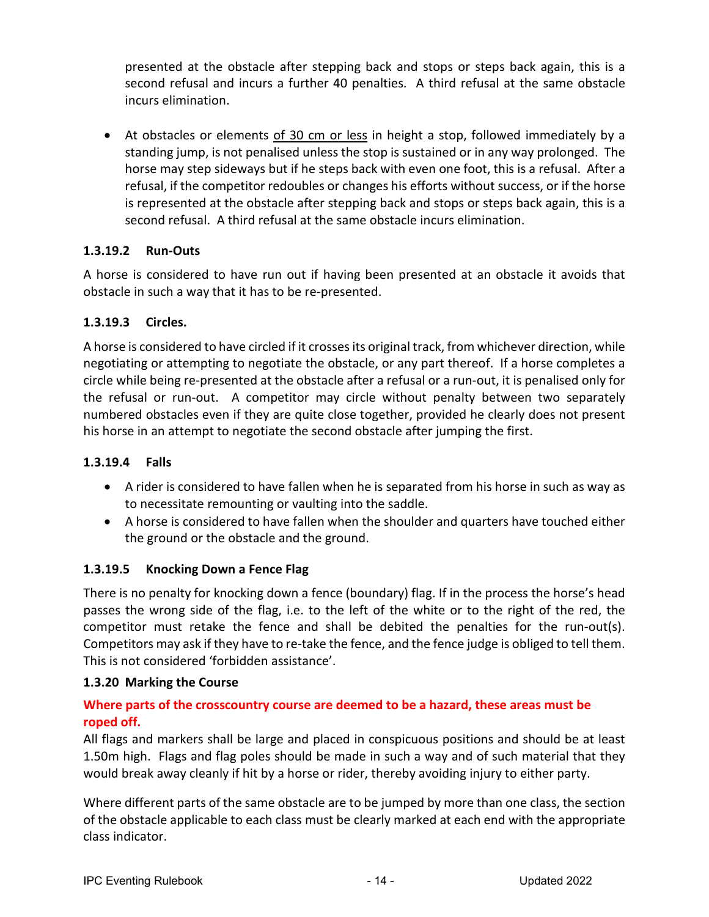presented at the obstacle after stepping back and stops or steps back again, this is a second refusal and incurs a further 40 penalties. A third refusal at the same obstacle incurs elimination.

- At obstacles or elements <u>of 30 cm or less</u> in height a stop, followed immediately by a standing jump, is not penalised unless the stop is sustained or in any way prolonged. The horse may step sideways but if he steps back with even one foot, this is a refusal. After a refusal, if the competitor redoubles or changes his efforts without success, or if the horse is represented at the obstacle after stepping back and stops or steps back again, this is a second refusal. A third refusal at the same obstacle incurs elimination.

### 1.3.19.2 Run-Outs

A horse is considered to have run out if having been presented at an obstacle it avoids that obstacle in such a way that it has to be re-presented.

### 1.3.19.3 Circles.

A horse is considered to have circled if it crosses its original track, from whichever direction, while negotiating or attempting to negotiate the obstacle, or any part thereof. If a horse completes a circle while being re-presented at the obstacle after a refusal or a run-out, it is penalised only for the refusal or run-out. A competitor may circle without penalty between two separately numbered obstacles even if they are quite close together, provided he clearly does not present his horse in an attempt to negotiate the second obstacle after jumping the first.

### 1.3.19.4 Falls

- A rider is considered to have fallen when he is separated from his horse in such as way as to necessitate remounting or vaulting into the saddle.
- A horse is considered to have fallen when the shoulder and quarters have touched either the ground or the obstacle and the ground.

### 1.3.19.5 Knocking Down a Fence Flag

There is no penalty for knocking down a fence (boundary) flag. If in the process the horse's head passes the wrong side of the flag, i.e. to the left of the white or to the right of the red, the competitor must retake the fence and shall be debited the penalties for the run-out(s). Competitors may ask if they have to re-take the fence, and the fence judge is obliged to tell them. This is not considered 'forbidden assistance'.

### 1.3.20 Marking the Course

**Where parts of the crosscountry course are deemed to be a hazard, these areas must be roped off.**

All flags and markers shall be large and placed in conspicuous positions and should be at least 1.50m high. Flags and flag poles should be made in such a way and of such material that they would break away cleanly if hit by a horse or rider, thereby avoiding injury to either party.

Where different parts of the same obstacle are to be jumped by more than one class, the section of the obstacle applicable to each class must be clearly marked at each end with the appropriate class indicator.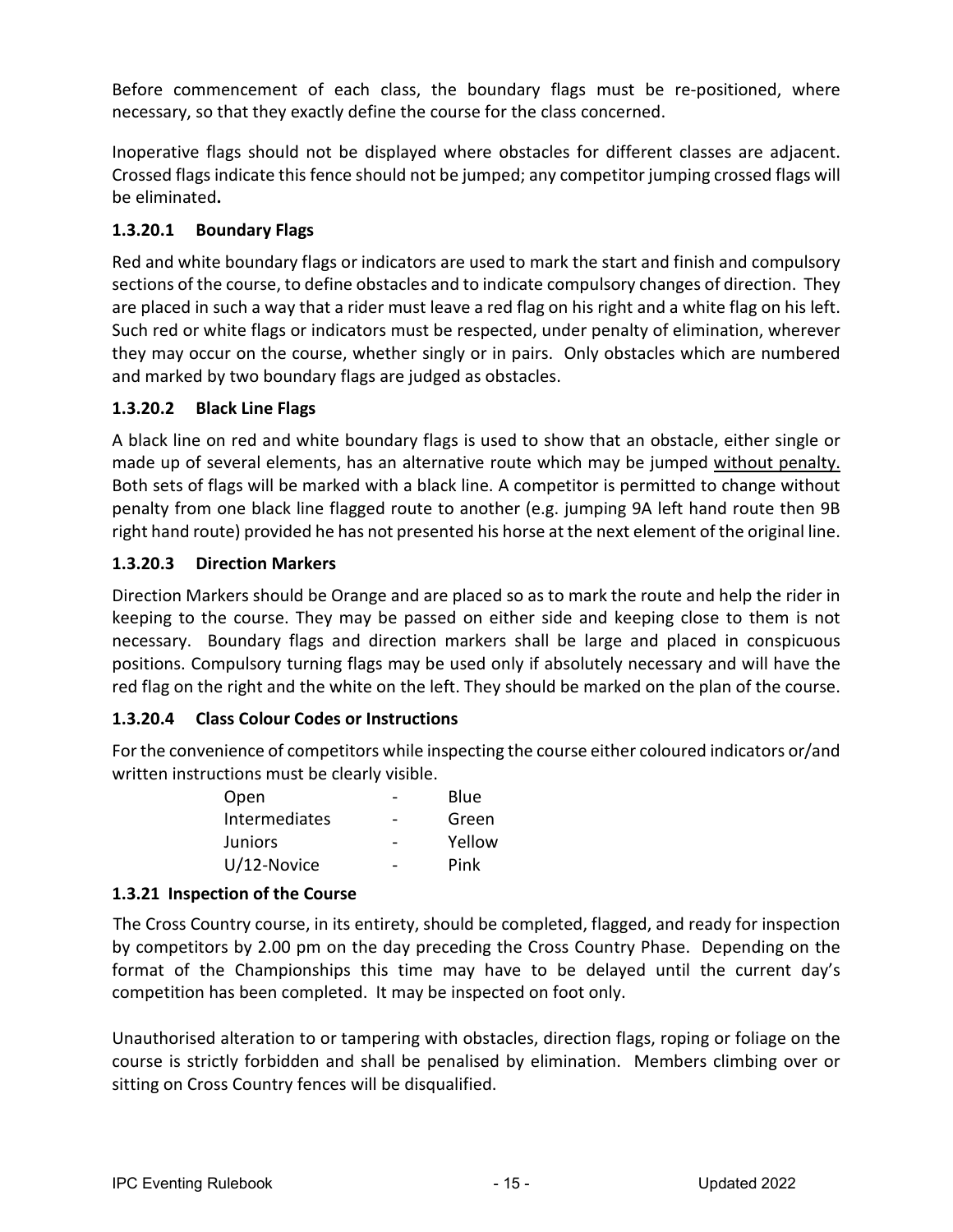Before commencement of each class, the boundary flags must be re-positioned, where necessary, so that they exactly define the course for the class concerned.

Inoperative flags should not be displayed where obstacles for different classes are adjacent. Crossed flags indicate this fence should not be jumped; any competitor jumping crossed flags will be eliminated**.**

### 1.3.20.1 Boundary Flags

Red and white boundary flags or indicators are used to mark the start and finish and compulsory sections of the course, to define obstacles and to indicate compulsory changes of direction. They are placed in such a way that a rider must leave a red flag on his right and a white flag on his left. Such red or white flags or indicators must be respected, under penalty of elimination, wherever they may occur on the course, whether singly or in pairs. Only obstacles which are numbered and marked by two boundary flags are judged as obstacles.

### 1.3.20.2 Black Line Flags

A black line on red and white boundary flags is used to show that an obstacle, either single or made up of several elements, has an alternative route which may be jumped <u>without penalty.</u> Both sets of flags will be marked with a black line. A competitor is permitted to change without penalty from one black line flagged route to another (e.g. jumping 9A left hand route then 9B right hand route) provided he has not presented his horse at the next element of the original line.

### 1.3.20.3 Direction Markers

Direction Markers should be Orange and are placed so as to mark the route and help the rider in keeping to the course. They may be passed on either side and keeping close to them is not necessary. Boundary flags and direction markers shall be large and placed in conspicuous positions. Compulsory turning flags may be used only if absolutely necessary and will have the red flag on the right and the white on the left. They should be marked on the plan of the course.

### 1.3.20.4 Class Colour Codes or Instructions

For the convenience of competitors while inspecting the course either coloured indicators or/and written instructions must be clearly visible.

| | | |
|---|---|---|
| Open | - | Blue |
| Intermediates | - | Green |
| Juniors | - | Yellow |
| U/12-Novice | - | Pink |

### 1.3.21 Inspection of the Course

The Cross Country course, in its entirety, should be completed, flagged, and ready for inspection by competitors by 2.00 pm on the day preceding the Cross Country Phase. Depending on the format of the Championships this time may have to be delayed until the current day's competition has been completed. It may be inspected on foot only.

Unauthorised alteration to or tampering with obstacles, direction flags, roping or foliage on the course is strictly forbidden and shall be penalised by elimination. Members climbing over or sitting on Cross Country fences will be disqualified.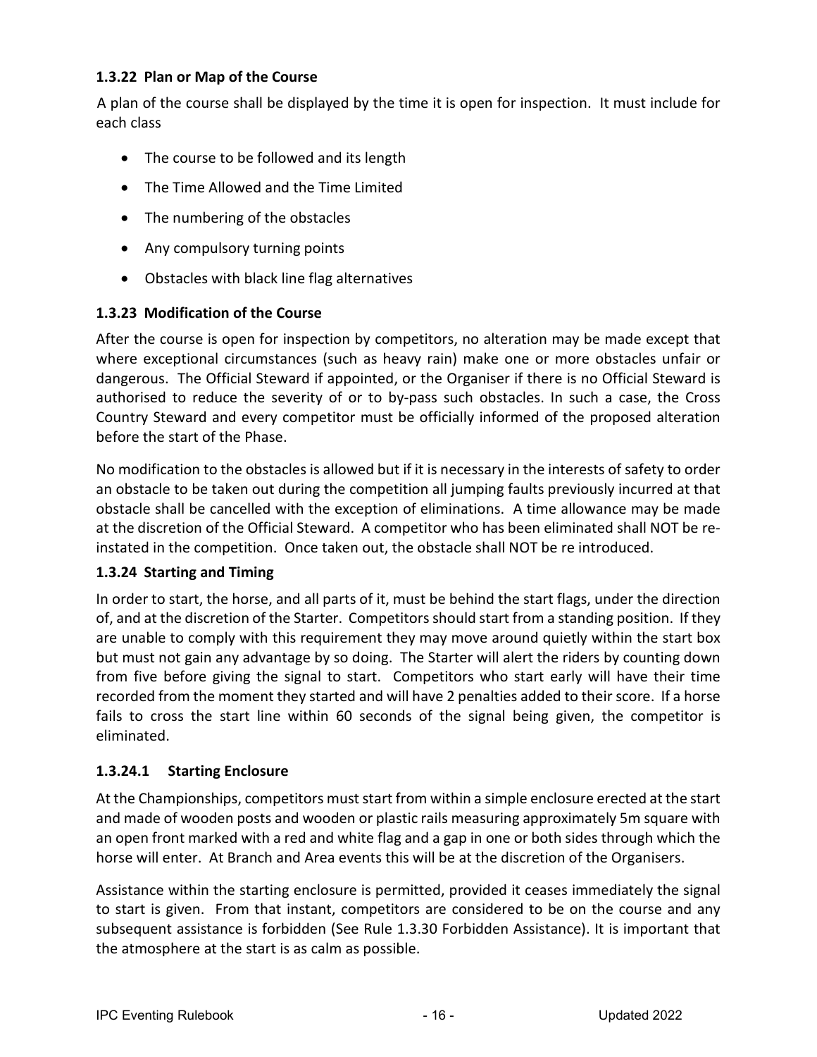### 1.3.22 Plan or Map of the Course

A plan of the course shall be displayed by the time it is open for inspection. It must include for each class

- The course to be followed and its length
- The Time Allowed and the Time Limited
- The numbering of the obstacles
- Any compulsory turning points
- Obstacles with black line flag alternatives

### 1.3.23 Modification of the Course

After the course is open for inspection by competitors, no alteration may be made except that where exceptional circumstances (such as heavy rain) make one or more obstacles unfair or dangerous. The Official Steward if appointed, or the Organiser if there is no Official Steward is authorised to reduce the severity of or to by-pass such obstacles. In such a case, the Cross Country Steward and every competitor must be officially informed of the proposed alteration before the start of the Phase.

No modification to the obstacles is allowed but if it is necessary in the interests of safety to order an obstacle to be taken out during the competition all jumping faults previously incurred at that obstacle shall be cancelled with the exception of eliminations. A time allowance may be made at the discretion of the Official Steward. A competitor who has been eliminated shall NOT be re-instated in the competition. Once taken out, the obstacle shall NOT be re introduced.

### 1.3.24 Starting and Timing

In order to start, the horse, and all parts of it, must be behind the start flags, under the direction of, and at the discretion of the Starter. Competitors should start from a standing position. If they are unable to comply with this requirement they may move around quietly within the start box but must not gain any advantage by so doing. The Starter will alert the riders by counting down from five before giving the signal to start. Competitors who start early will have their time recorded from the moment they started and will have 2 penalties added to their score. If a horse fails to cross the start line within 60 seconds of the signal being given, the competitor is eliminated.

#### 1.3.24.1 Starting Enclosure

At the Championships, competitors must start from within a simple enclosure erected at the start and made of wooden posts and wooden or plastic rails measuring approximately 5m square with an open front marked with a red and white flag and a gap in one or both sides through which the horse will enter. At Branch and Area events this will be at the discretion of the Organisers.

Assistance within the starting enclosure is permitted, provided it ceases immediately the signal to start is given. From that instant, competitors are considered to be on the course and any subsequent assistance is forbidden (See Rule 1.3.30 Forbidden Assistance). It is important that the atmosphere at the start is as calm as possible.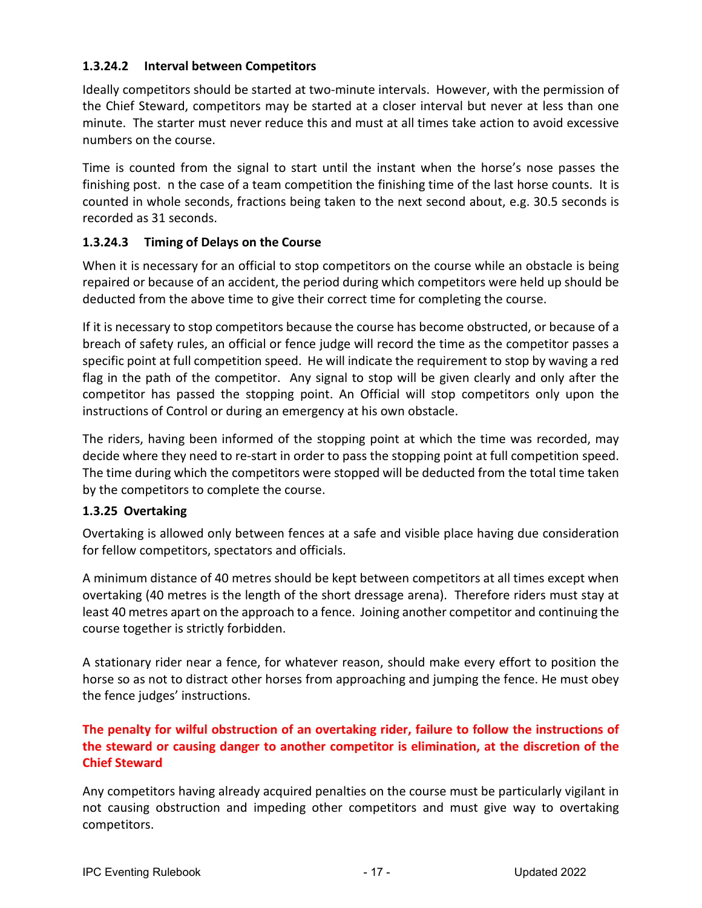#### 1.3.24.2 Interval between Competitors

Ideally competitors should be started at two-minute intervals. However, with the permission of the Chief Steward, competitors may be started at a closer interval but never at less than one minute. The starter must never reduce this and must at all times take action to avoid excessive numbers on the course.

Time is counted from the signal to start until the instant when the horse's nose passes the finishing post. n the case of a team competition the finishing time of the last horse counts. It is counted in whole seconds, fractions being taken to the next second about, e.g. 30.5 seconds is recorded as 31 seconds.

#### 1.3.24.3 Timing of Delays on the Course

When it is necessary for an official to stop competitors on the course while an obstacle is being repaired or because of an accident, the period during which competitors were held up should be deducted from the above time to give their correct time for completing the course.

If it is necessary to stop competitors because the course has become obstructed, or because of a breach of safety rules, an official or fence judge will record the time as the competitor passes a specific point at full competition speed. He will indicate the requirement to stop by waving a red flag in the path of the competitor. Any signal to stop will be given clearly and only after the competitor has passed the stopping point. An Official will stop competitors only upon the instructions of Control or during an emergency at his own obstacle.

The riders, having been informed of the stopping point at which the time was recorded, may decide where they need to re-start in order to pass the stopping point at full competition speed. The time during which the competitors were stopped will be deducted from the total time taken by the competitors to complete the course.

### 1.3.25 Overtaking

Overtaking is allowed only between fences at a safe and visible place having due consideration for fellow competitors, spectators and officials.

A minimum distance of 40 metres should be kept between competitors at all times except when overtaking (40 metres is the length of the short dressage arena). Therefore riders must stay at least 40 metres apart on the approach to a fence. Joining another competitor and continuing the course together is strictly forbidden.

A stationary rider near a fence, for whatever reason, should make every effort to position the horse so as not to distract other horses from approaching and jumping the fence. He must obey the fence judges' instructions.

**The penalty for wilful obstruction of an overtaking rider, failure to follow the instructions of the steward or causing danger to another competitor is elimination, at the discretion of the Chief Steward**

Any competitors having already acquired penalties on the course must be particularly vigilant in not causing obstruction and impeding other competitors and must give way to overtaking competitors.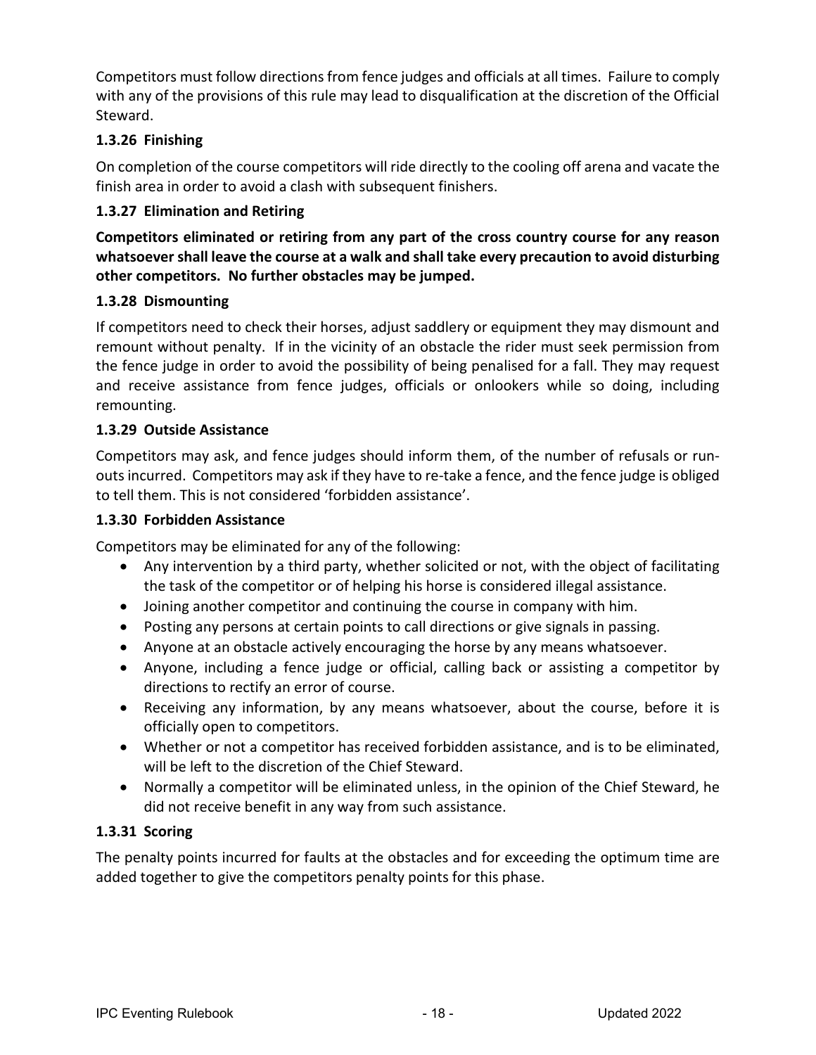Competitors must follow directions from fence judges and officials at all times. Failure to comply with any of the provisions of this rule may lead to disqualification at the discretion of the Official Steward.

### 1.3.26 Finishing

On completion of the course competitors will ride directly to the cooling off arena and vacate the finish area in order to avoid a clash with subsequent finishers.

### 1.3.27 Elimination and Retiring

**Competitors eliminated or retiring from any part of the cross country course for any reason whatsoever shall leave the course at a walk and shall take every precaution to avoid disturbing other competitors. No further obstacles may be jumped.**

### 1.3.28 Dismounting

If competitors need to check their horses, adjust saddlery or equipment they may dismount and remount without penalty. If in the vicinity of an obstacle the rider must seek permission from the fence judge in order to avoid the possibility of being penalised for a fall. They may request and receive assistance from fence judges, officials or onlookers while so doing, including remounting.

### 1.3.29 Outside Assistance

Competitors may ask, and fence judges should inform them, of the number of refusals or run-outs incurred. Competitors may ask if they have to re-take a fence, and the fence judge is obliged to tell them. This is not considered 'forbidden assistance'.

### 1.3.30 Forbidden Assistance

Competitors may be eliminated for any of the following:

- Any intervention by a third party, whether solicited or not, with the object of facilitating the task of the competitor or of helping his horse is considered illegal assistance.
- Joining another competitor and continuing the course in company with him.
- Posting any persons at certain points to call directions or give signals in passing.
- Anyone at an obstacle actively encouraging the horse by any means whatsoever.
- Anyone, including a fence judge or official, calling back or assisting a competitor by directions to rectify an error of course.
- Receiving any information, by any means whatsoever, about the course, before it is officially open to competitors.
- Whether or not a competitor has received forbidden assistance, and is to be eliminated, will be left to the discretion of the Chief Steward.
- Normally a competitor will be eliminated unless, in the opinion of the Chief Steward, he did not receive benefit in any way from such assistance.

### 1.3.31 Scoring

The penalty points incurred for faults at the obstacles and for exceeding the optimum time are added together to give the competitors penalty points for this phase.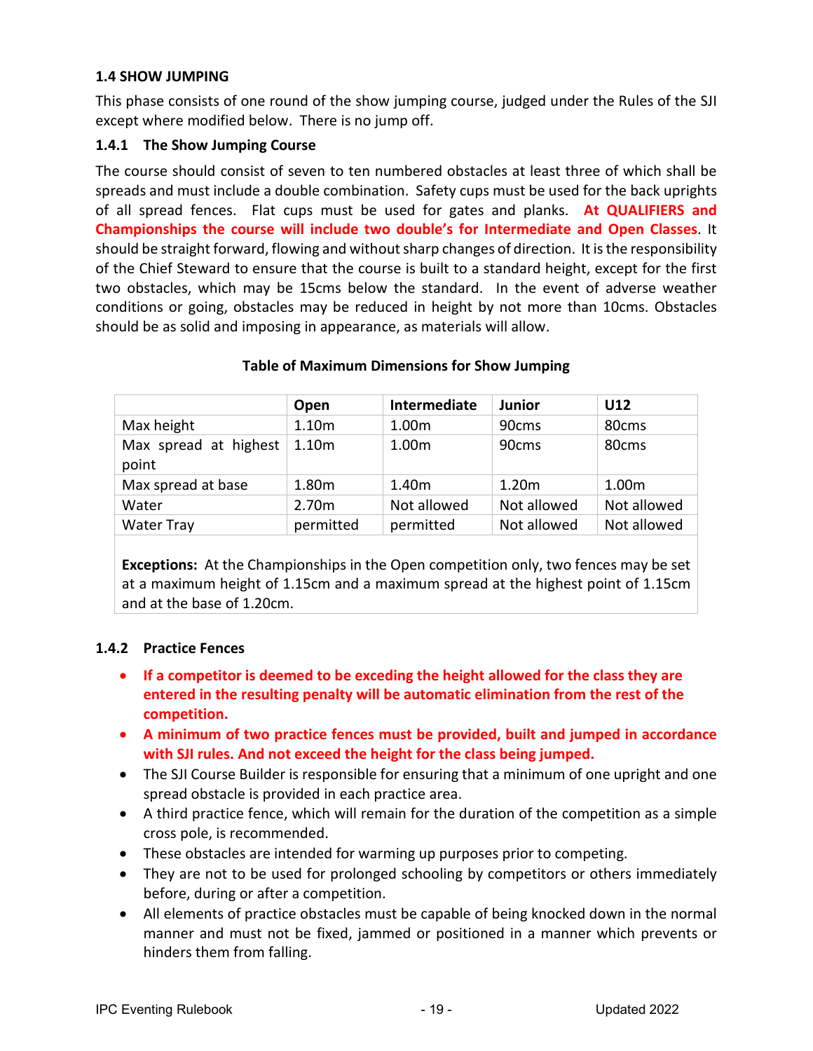### 1.4 SHOW JUMPING

This phase consists of one round of the show jumping course, judged under the Rules of the SJI except where modified below. There is no jump off.

#### 1.4.1 The Show Jumping Course

The course should consist of seven to ten numbered obstacles at least three of which shall be spreads and must include a double combination. Safety cups must be used for the back uprights of all spread fences. Flat cups must be used for gates and planks. **At QUALIFIERS and Championships the course will include two double's for Intermediate and Open Classes**. It should be straight forward, flowing and without sharp changes of direction. It is the responsibility of the Chief Steward to ensure that the course is built to a standard height, except for the first two obstacles, which may be 15cms below the standard. In the event of adverse weather conditions or going, obstacles may be reduced in height by not more than 10cms. Obstacles should be as solid and imposing in appearance, as materials will allow.

**Table of Maximum Dimensions for Show Jumping**

| | Open | Intermediate | Junior | U12 |
|---|---|---|---|---|
| Max height | 1.10m | 1.00m | 90cms | 80cms |
| Max spread at highest point | 1.10m | 1.00m | 90cms | 80cms |
| Max spread at base | 1.80m | 1.40m | 1.20m | 1.00m |
| Water | 2.70m | Not allowed | Not allowed | Not allowed |
| Water Tray | permitted | permitted | Not allowed | Not allowed |

**Exceptions:** At the Championships in the Open competition only, two fences may be set at a maximum height of 1.15cm and a maximum spread at the highest point of 1.15cm and at the base of 1.20cm.

#### 1.4.2 Practice Fences

- **If a competitor is deemed to be exceding the height allowed for the class they are entered in the resulting penalty will be automatic elimination from the rest of the competition.**
- **A minimum of two practice fences must be provided, built and jumped in accordance with SJI rules. And not exceed the height for the class being jumped.**
- The SJI Course Builder is responsible for ensuring that a minimum of one upright and one spread obstacle is provided in each practice area.
- A third practice fence, which will remain for the duration of the competition as a simple cross pole, is recommended.
- These obstacles are intended for warming up purposes prior to competing.
- They are not to be used for prolonged schooling by competitors or others immediately before, during or after a competition.
- All elements of practice obstacles must be capable of being knocked down in the normal manner and must not be fixed, jammed or positioned in a manner which prevents or hinders them from falling.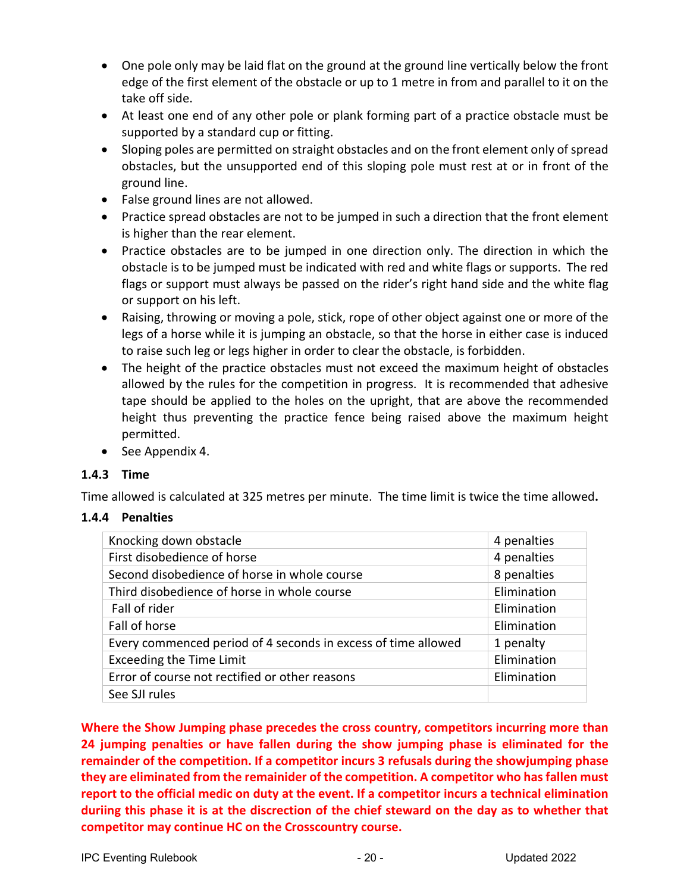- One pole only may be laid flat on the ground at the ground line vertically below the front edge of the first element of the obstacle or up to 1 metre in from and parallel to it on the take off side.
- At least one end of any other pole or plank forming part of a practice obstacle must be supported by a standard cup or fitting.
- Sloping poles are permitted on straight obstacles and on the front element only of spread obstacles, but the unsupported end of this sloping pole must rest at or in front of the ground line.
- False ground lines are not allowed.
- Practice spread obstacles are not to be jumped in such a direction that the front element is higher than the rear element.
- Practice obstacles are to be jumped in one direction only. The direction in which the obstacle is to be jumped must be indicated with red and white flags or supports. The red flags or support must always be passed on the rider's right hand side and the white flag or support on his left.
- Raising, throwing or moving a pole, stick, rope of other object against one or more of the legs of a horse while it is jumping an obstacle, so that the horse in either case is induced to raise such leg or legs higher in order to clear the obstacle, is forbidden.
- The height of the practice obstacles must not exceed the maximum height of obstacles allowed by the rules for the competition in progress. It is recommended that adhesive tape should be applied to the holes on the upright, that are above the recommended height thus preventing the practice fence being raised above the maximum height permitted.
- See Appendix 4.

### 1.4.3 Time

Time allowed is calculated at 325 metres per minute. The time limit is twice the time allowed**.**

### 1.4.4 Penalties

| | |
|---|---|
| Knocking down obstacle | 4 penalties |
| First disobedience of horse | 4 penalties |
| Second disobedience of horse in whole course | 8 penalties |
| Third disobedience of horse in whole course | Elimination |
| Fall of rider | Elimination |
| Fall of horse | Elimination |
| Every commenced period of 4 seconds in excess of time allowed | 1 penalty |
| Exceeding the Time Limit | Elimination |
| Error of course not rectified or other reasons | Elimination |
| See SJI rules | |

**Where the Show Jumping phase precedes the cross country, competitors incurring more than 24 jumping penalties or have fallen during the show jumping phase is eliminated for the remainder of the competition. If a competitor incurs 3 refusals during the showjumping phase they are eliminated from the remainider of the competition. A competitor who has fallen must report to the official medic on duty at the event. If a competitor incurs a technical elimination duriing this phase it is at the discrection of the chief steward on the day as to whether that competitor may continue HC on the Crosscountry course.**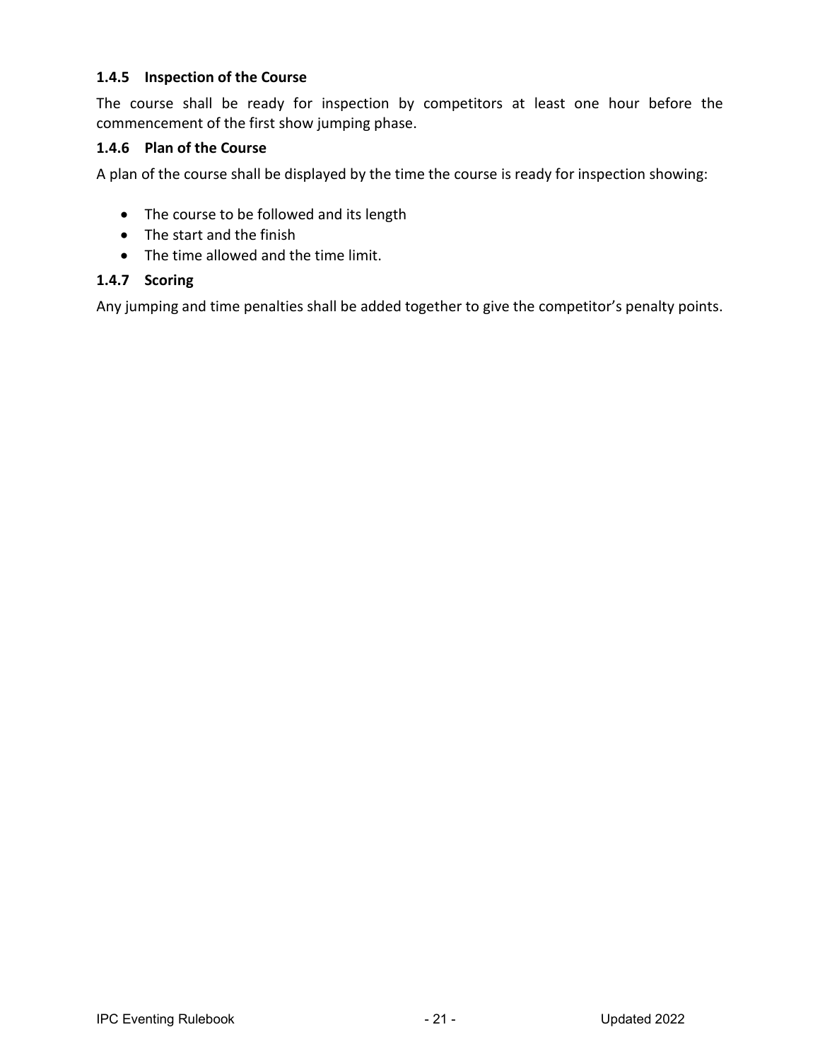#### 1.4.5 Inspection of the Course

The course shall be ready for inspection by competitors at least one hour before the commencement of the first show jumping phase.

#### 1.4.6 Plan of the Course

A plan of the course shall be displayed by the time the course is ready for inspection showing:

- The course to be followed and its length
- The start and the finish
- The time allowed and the time limit.

#### 1.4.7 Scoring

Any jumping and time penalties shall be added together to give the competitor's penalty points.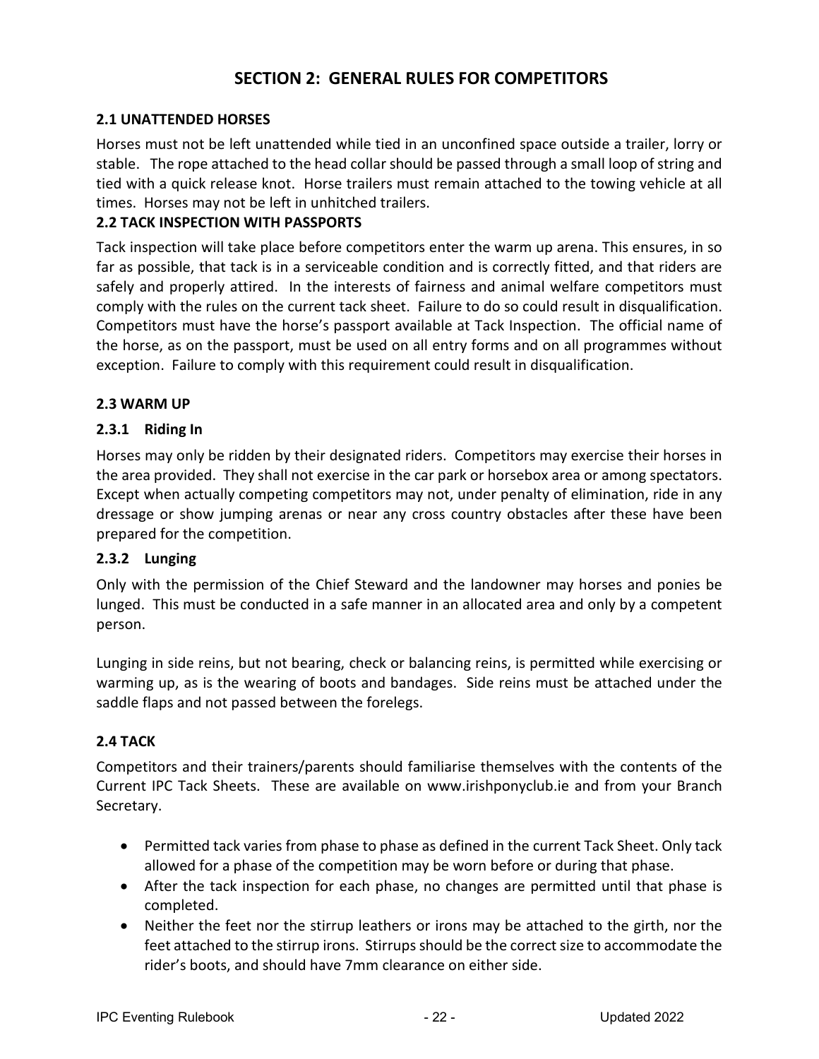# SECTION 2: GENERAL RULES FOR COMPETITORS

## 2.1 UNATTENDED HORSES

Horses must not be left unattended while tied in an unconfined space outside a trailer, lorry or stable. The rope attached to the head collar should be passed through a small loop of string and tied with a quick release knot. Horse trailers must remain attached to the towing vehicle at all times. Horses may not be left in unhitched trailers.

## 2.2 TACK INSPECTION WITH PASSPORTS

Tack inspection will take place before competitors enter the warm up arena. This ensures, in so far as possible, that tack is in a serviceable condition and is correctly fitted, and that riders are safely and properly attired. In the interests of fairness and animal welfare competitors must comply with the rules on the current tack sheet. Failure to do so could result in disqualification. Competitors must have the horse's passport available at Tack Inspection. The official name of the horse, as on the passport, must be used on all entry forms and on all programmes without exception. Failure to comply with this requirement could result in disqualification.

## 2.3 WARM UP

### 2.3.1 Riding In

Horses may only be ridden by their designated riders. Competitors may exercise their horses in the area provided. They shall not exercise in the car park or horsebox area or among spectators. Except when actually competing competitors may not, under penalty of elimination, ride in any dressage or show jumping arenas or near any cross country obstacles after these have been prepared for the competition.

### 2.3.2 Lunging

Only with the permission of the Chief Steward and the landowner may horses and ponies be lunged. This must be conducted in a safe manner in an allocated area and only by a competent person.

Lunging in side reins, but not bearing, check or balancing reins, is permitted while exercising or warming up, as is the wearing of boots and bandages. Side reins must be attached under the saddle flaps and not passed between the forelegs.

## 2.4 TACK

Competitors and their trainers/parents should familiarise themselves with the contents of the Current IPC Tack Sheets. These are available on www.irishponyclub.ie and from your Branch Secretary.

- Permitted tack varies from phase to phase as defined in the current Tack Sheet. Only tack allowed for a phase of the competition may be worn before or during that phase.
- After the tack inspection for each phase, no changes are permitted until that phase is completed.
- Neither the feet nor the stirrup leathers or irons may be attached to the girth, nor the feet attached to the stirrup irons. Stirrups should be the correct size to accommodate the rider's boots, and should have 7mm clearance on either side.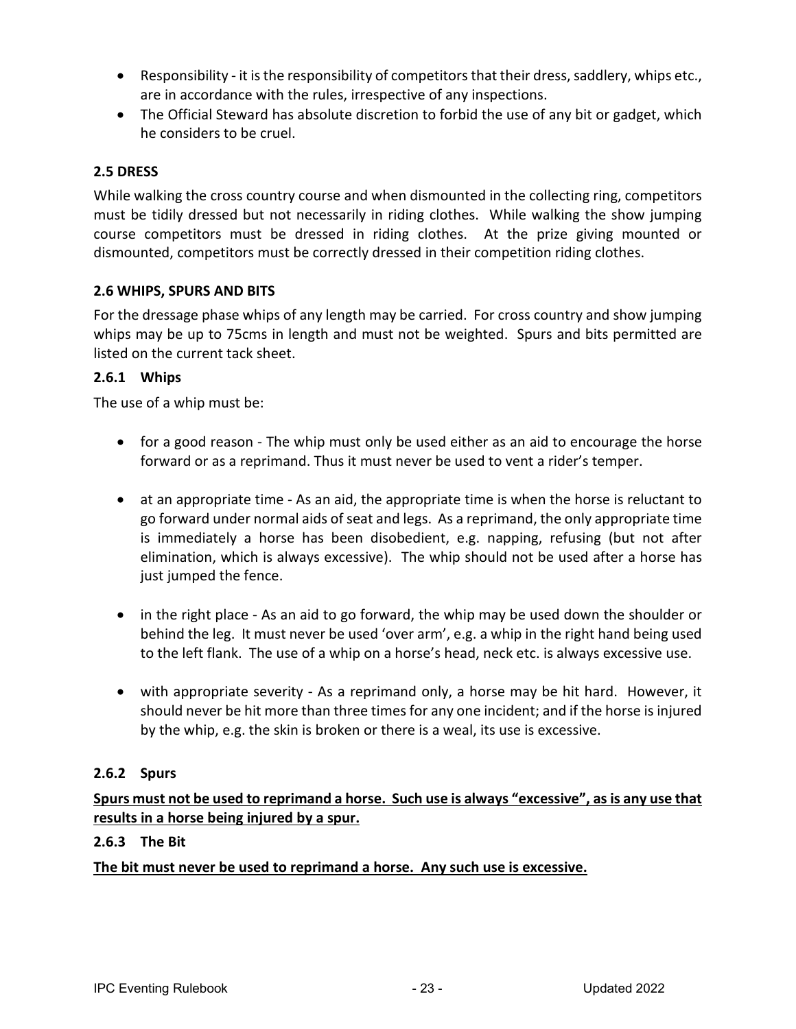- Responsibility - it is the responsibility of competitors that their dress, saddlery, whips etc., are in accordance with the rules, irrespective of any inspections.
- The Official Steward has absolute discretion to forbid the use of any bit or gadget, which he considers to be cruel.

## 2.5 DRESS

While walking the cross country course and when dismounted in the collecting ring, competitors must be tidily dressed but not necessarily in riding clothes. While walking the show jumping course competitors must be dressed in riding clothes. At the prize giving mounted or dismounted, competitors must be correctly dressed in their competition riding clothes.

## 2.6 WHIPS, SPURS AND BITS

For the dressage phase whips of any length may be carried. For cross country and show jumping whips may be up to 75cms in length and must not be weighted. Spurs and bits permitted are listed on the current tack sheet.

### 2.6.1 Whips

The use of a whip must be:

- for a good reason - The whip must only be used either as an aid to encourage the horse forward or as a reprimand. Thus it must never be used to vent a rider's temper.

- at an appropriate time - As an aid, the appropriate time is when the horse is reluctant to go forward under normal aids of seat and legs. As a reprimand, the only appropriate time is immediately a horse has been disobedient, e.g. napping, refusing (but not after elimination, which is always excessive). The whip should not be used after a horse has just jumped the fence.

- in the right place - As an aid to go forward, the whip may be used down the shoulder or behind the leg. It must never be used 'over arm', e.g. a whip in the right hand being used to the left flank. The use of a whip on a horse's head, neck etc. is always excessive use.

- with appropriate severity - As a reprimand only, a horse may be hit hard. However, it should never be hit more than three times for any one incident; and if the horse is injured by the whip, e.g. the skin is broken or there is a weal, its use is excessive.

### 2.6.2 Spurs

**<u>Spurs must not be used to reprimand a horse. Such use is always "excessive", as is any use that results in a horse being injured by a spur.</u>**

### 2.6.3 The Bit

**<u>The bit must never be used to reprimand a horse. Any such use is excessive.</u>**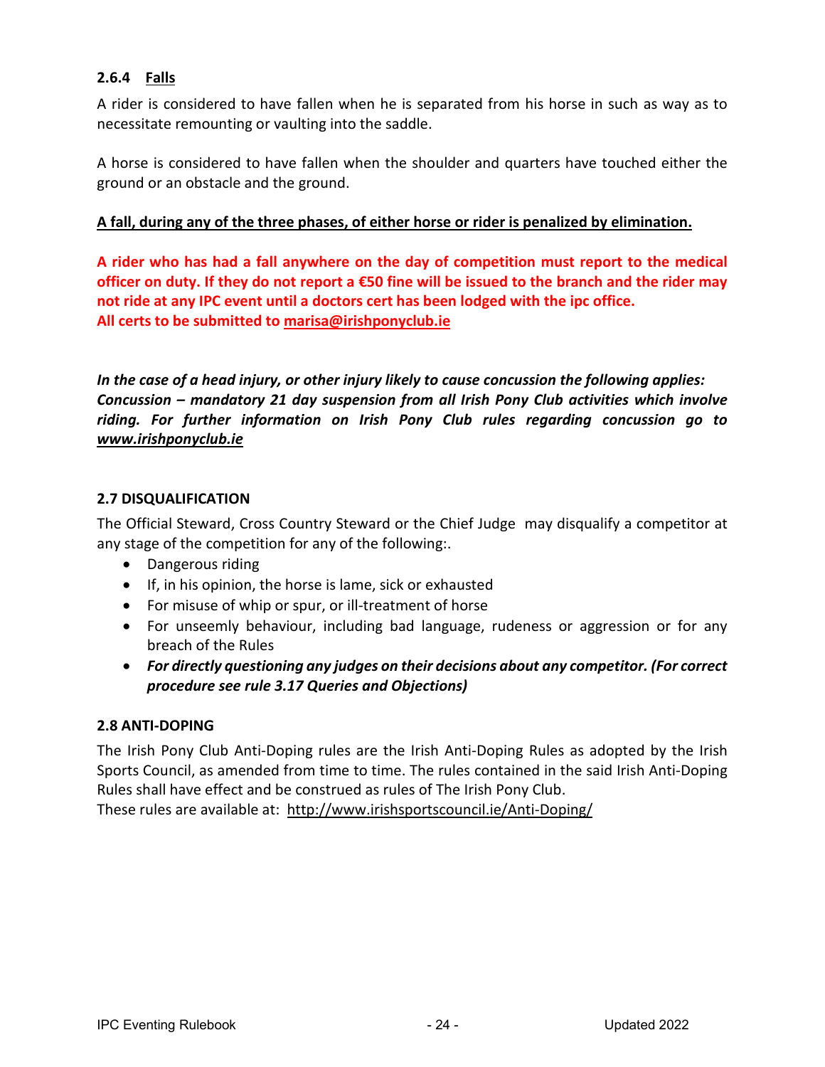### 2.6.4 Falls

A rider is considered to have fallen when he is separated from his horse in such as way as to necessitate remounting or vaulting into the saddle.

A horse is considered to have fallen when the shoulder and quarters have touched either the ground or an obstacle and the ground.

**A fall, during any of the three phases, of either horse or rider is penalized by elimination.**

**A rider who has had a fall anywhere on the day of competition must report to the medical officer on duty. If they do not report a €50 fine will be issued to the branch and the rider may not ride at any IPC event until a doctors cert has been lodged with the ipc office.**
**All certs to be submitted to marisa@irishponyclub.ie**

***In the case of a head injury, or other injury likely to cause concussion the following applies: Concussion – mandatory 21 day suspension from all Irish Pony Club activities which involve riding. For further information on Irish Pony Club rules regarding concussion go to www.irishponyclub.ie***

### 2.7 DISQUALIFICATION

The Official Steward, Cross Country Steward or the Chief Judge may disqualify a competitor at any stage of the competition for any of the following:.

- Dangerous riding
- If, in his opinion, the horse is lame, sick or exhausted
- For misuse of whip or spur, or ill-treatment of horse
- For unseemly behaviour, including bad language, rudeness or aggression or for any breach of the Rules
- ***For directly questioning any judges on their decisions about any competitor. (For correct procedure see rule 3.17 Queries and Objections)***

### 2.8 ANTI-DOPING

The Irish Pony Club Anti-Doping rules are the Irish Anti-Doping Rules as adopted by the Irish Sports Council, as amended from time to time. The rules contained in the said Irish Anti-Doping Rules shall have effect and be construed as rules of The Irish Pony Club.
These rules are available at: http://www.irishsportscouncil.ie/Anti-Doping/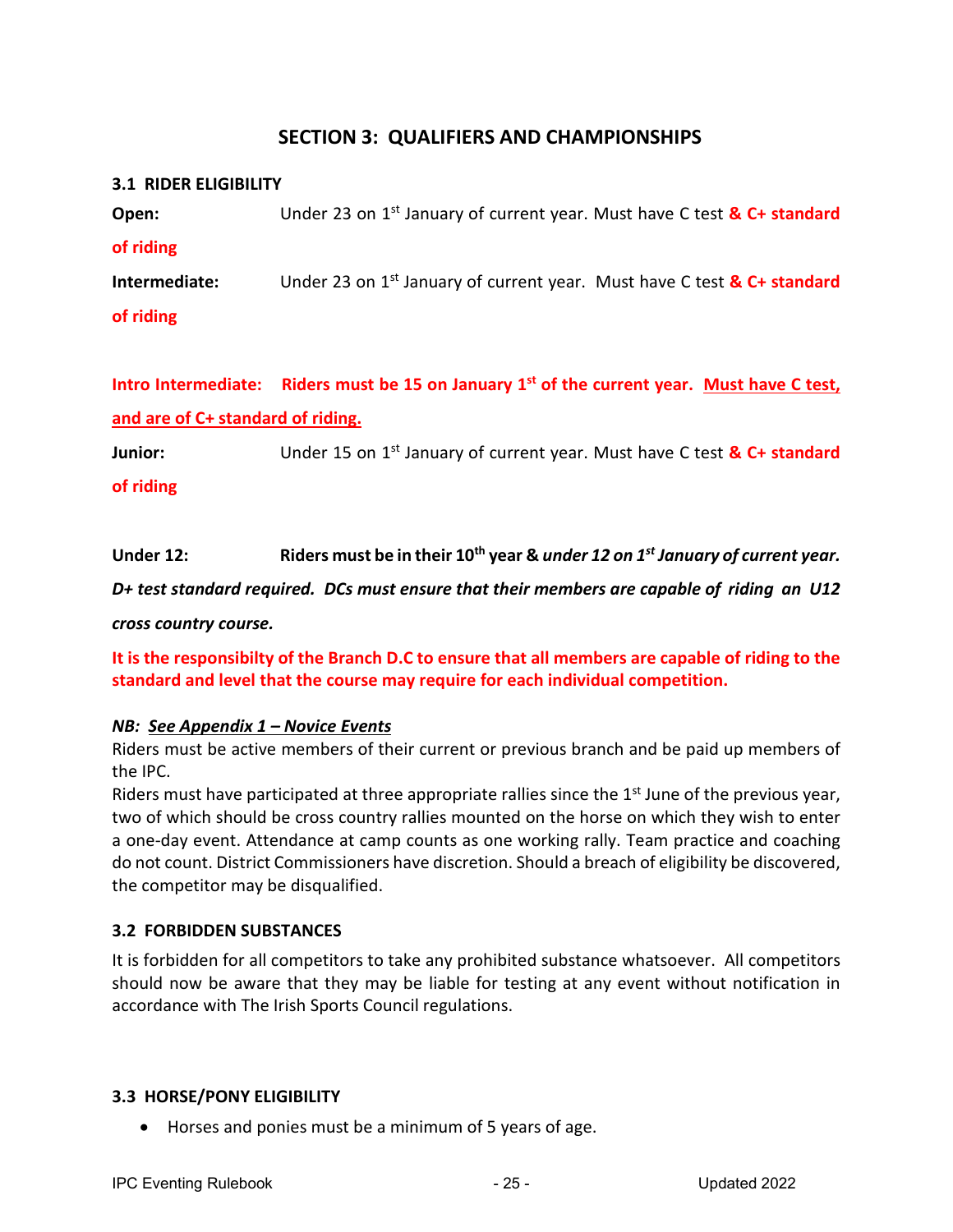## SECTION 3: QUALIFIERS AND CHAMPIONSHIPS

### 3.1 RIDER ELIGIBILITY

**Open:** Under 23 on 1st January of current year. Must have C test **& C+ standard of riding**

**Intermediate:** Under 23 on 1st January of current year. Must have C test **& C+ standard of riding**

**Intro Intermediate: Riders must be 15 on January 1st of the current year. Must have C test, and are of C+ standard of riding.**

**Junior:** Under 15 on 1st January of current year. Must have C test **& C+ standard of riding**

**Under 12: Riders must be in their 10th year &** ***under 12 on 1st January of current year. D+ test standard required. DCs must ensure that their members are capable of riding an U12 cross country course.***

**It is the responsibilty of the Branch D.C to ensure that all members are capable of riding to the standard and level that the course may require for each individual competition.**

***NB: See Appendix 1 – Novice Events***

Riders must be active members of their current or previous branch and be paid up members of the IPC.

Riders must have participated at three appropriate rallies since the 1st June of the previous year, two of which should be cross country rallies mounted on the horse on which they wish to enter a one-day event. Attendance at camp counts as one working rally. Team practice and coaching do not count. District Commissioners have discretion. Should a breach of eligibility be discovered, the competitor may be disqualified.

### 3.2 FORBIDDEN SUBSTANCES

It is forbidden for all competitors to take any prohibited substance whatsoever. All competitors should now be aware that they may be liable for testing at any event without notification in accordance with The Irish Sports Council regulations.

### 3.3 HORSE/PONY ELIGIBILITY

- Horses and ponies must be a minimum of 5 years of age.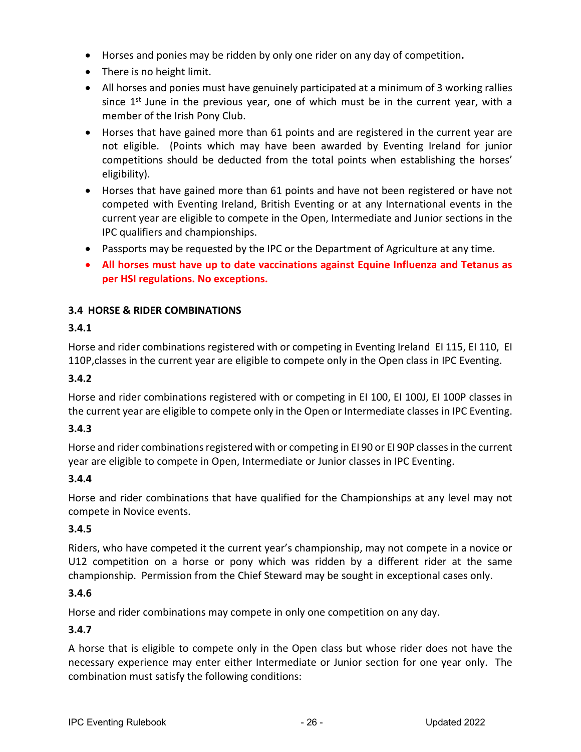- Horses and ponies may be ridden by only one rider on any day of competition**.**
- There is no height limit.
- All horses and ponies must have genuinely participated at a minimum of 3 working rallies since 1st June in the previous year, one of which must be in the current year, with a member of the Irish Pony Club.
- Horses that have gained more than 61 points and are registered in the current year are not eligible. (Points which may have been awarded by Eventing Ireland for junior competitions should be deducted from the total points when establishing the horses' eligibility).
- Horses that have gained more than 61 points and have not been registered or have not competed with Eventing Ireland, British Eventing or at any International events in the current year are eligible to compete in the Open, Intermediate and Junior sections in the IPC qualifiers and championships.
- Passports may be requested by the IPC or the Department of Agriculture at any time.
- **All horses must have up to date vaccinations against Equine Influenza and Tetanus as per HSI regulations. No exceptions.**

### 3.4 HORSE & RIDER COMBINATIONS

#### 3.4.1

Horse and rider combinations registered with or competing in Eventing Ireland EI 115, EI 110, EI 110P,classes in the current year are eligible to compete only in the Open class in IPC Eventing.

#### 3.4.2

Horse and rider combinations registered with or competing in EI 100, EI 100J, EI 100P classes in the current year are eligible to compete only in the Open or Intermediate classes in IPC Eventing.

#### 3.4.3

Horse and rider combinations registered with or competing in EI 90 or EI 90P classes in the current year are eligible to compete in Open, Intermediate or Junior classes in IPC Eventing.

#### 3.4.4

Horse and rider combinations that have qualified for the Championships at any level may not compete in Novice events.

#### 3.4.5

Riders, who have competed it the current year's championship, may not compete in a novice or U12 competition on a horse or pony which was ridden by a different rider at the same championship. Permission from the Chief Steward may be sought in exceptional cases only.

#### 3.4.6

Horse and rider combinations may compete in only one competition on any day.

#### 3.4.7

A horse that is eligible to compete only in the Open class but whose rider does not have the necessary experience may enter either Intermediate or Junior section for one year only. The combination must satisfy the following conditions: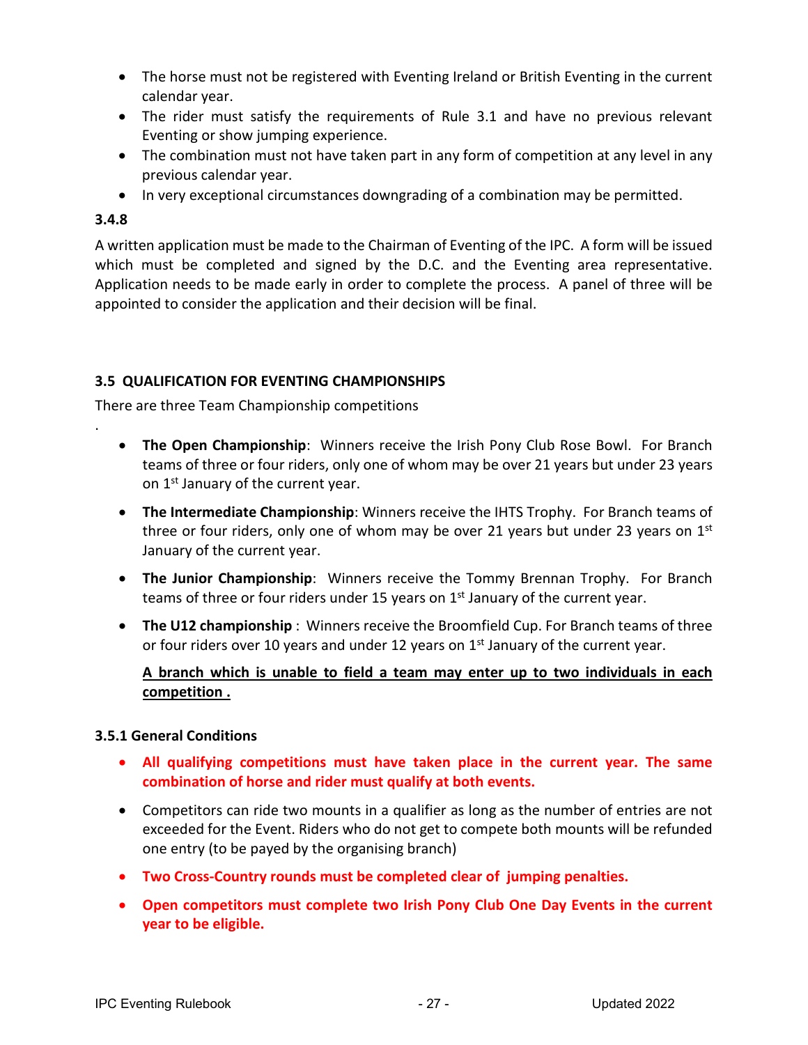- The horse must not be registered with Eventing Ireland or British Eventing in the current calendar year.
- The rider must satisfy the requirements of Rule 3.1 and have no previous relevant Eventing or show jumping experience.
- The combination must not have taken part in any form of competition at any level in any previous calendar year.
- In very exceptional circumstances downgrading of a combination may be permitted.

**3.4.8**

A written application must be made to the Chairman of Eventing of the IPC. A form will be issued which must be completed and signed by the D.C. and the Eventing area representative. Application needs to be made early in order to complete the process. A panel of three will be appointed to consider the application and their decision will be final.

### 3.5 QUALIFICATION FOR EVENTING CHAMPIONSHIPS

There are three Team Championship competitions

.

- **The Open Championship**: Winners receive the Irish Pony Club Rose Bowl. For Branch teams of three or four riders, only one of whom may be over 21 years but under 23 years on 1st January of the current year.
- **The Intermediate Championship**: Winners receive the IHTS Trophy. For Branch teams of three or four riders, only one of whom may be over 21 years but under 23 years on 1st January of the current year.
- **The Junior Championship**: Winners receive the Tommy Brennan Trophy. For Branch teams of three or four riders under 15 years on 1st January of the current year.
- **The U12 championship** : Winners receive the Broomfield Cup. For Branch teams of three or four riders over 10 years and under 12 years on 1st January of the current year.

  **A branch which is unable to field a team may enter up to two individuals in each competition .**

#### 3.5.1 General Conditions

- **All qualifying competitions must have taken place in the current year. The same combination of horse and rider must qualify at both events.**
- Competitors can ride two mounts in a qualifier as long as the number of entries are not exceeded for the Event. Riders who do not get to compete both mounts will be refunded one entry (to be payed by the organising branch)
- **Two Cross-Country rounds must be completed clear of jumping penalties.**
- **Open competitors must complete two Irish Pony Club One Day Events in the current year to be eligible.**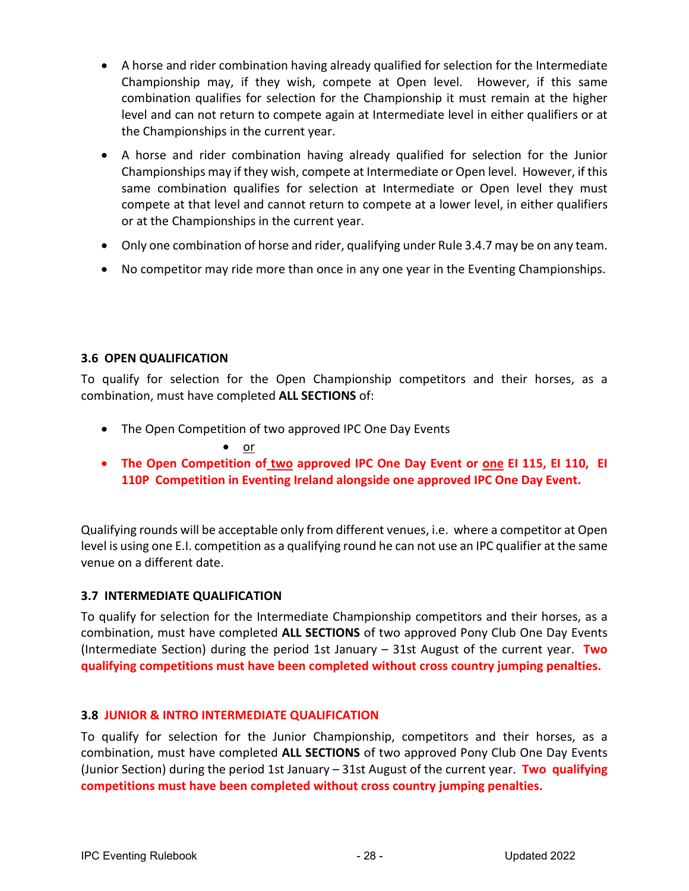- A horse and rider combination having already qualified for selection for the Intermediate Championship may, if they wish, compete at Open level. However, if this same combination qualifies for selection for the Championship it must remain at the higher level and can not return to compete again at Intermediate level in either qualifiers or at the Championships in the current year.
- A horse and rider combination having already qualified for selection for the Junior Championships may if they wish, compete at Intermediate or Open level. However, if this same combination qualifies for selection at Intermediate or Open level they must compete at that level and cannot return to compete at a lower level, in either qualifiers or at the Championships in the current year.
- Only one combination of horse and rider, qualifying under Rule 3.4.7 may be on any team.
- No competitor may ride more than once in any one year in the Eventing Championships.

### 3.6 OPEN QUALIFICATION

To qualify for selection for the Open Championship competitors and their horses, as a combination, must have completed **ALL SECTIONS** of:

- The Open Competition of two approved IPC One Day Events
  - or
- **The Open Competition of two approved IPC One Day Event or one EI 115, EI 110, EI 110P Competition in Eventing Ireland alongside one approved IPC One Day Event.**

Qualifying rounds will be acceptable only from different venues, i.e. where a competitor at Open level is using one E.I. competition as a qualifying round he can not use an IPC qualifier at the same venue on a different date.

### 3.7 INTERMEDIATE QUALIFICATION

To qualify for selection for the Intermediate Championship competitors and their horses, as a combination, must have completed **ALL SECTIONS** of two approved Pony Club One Day Events (Intermediate Section) during the period 1st January – 31st August of the current year. **Two qualifying competitions must have been completed without cross country jumping penalties.**

### 3.8 JUNIOR & INTRO INTERMEDIATE QUALIFICATION

To qualify for selection for the Junior Championship, competitors and their horses, as a combination, must have completed **ALL SECTIONS** of two approved Pony Club One Day Events (Junior Section) during the period 1st January – 31st August of the current year. **Two qualifying competitions must have been completed without cross country jumping penalties.**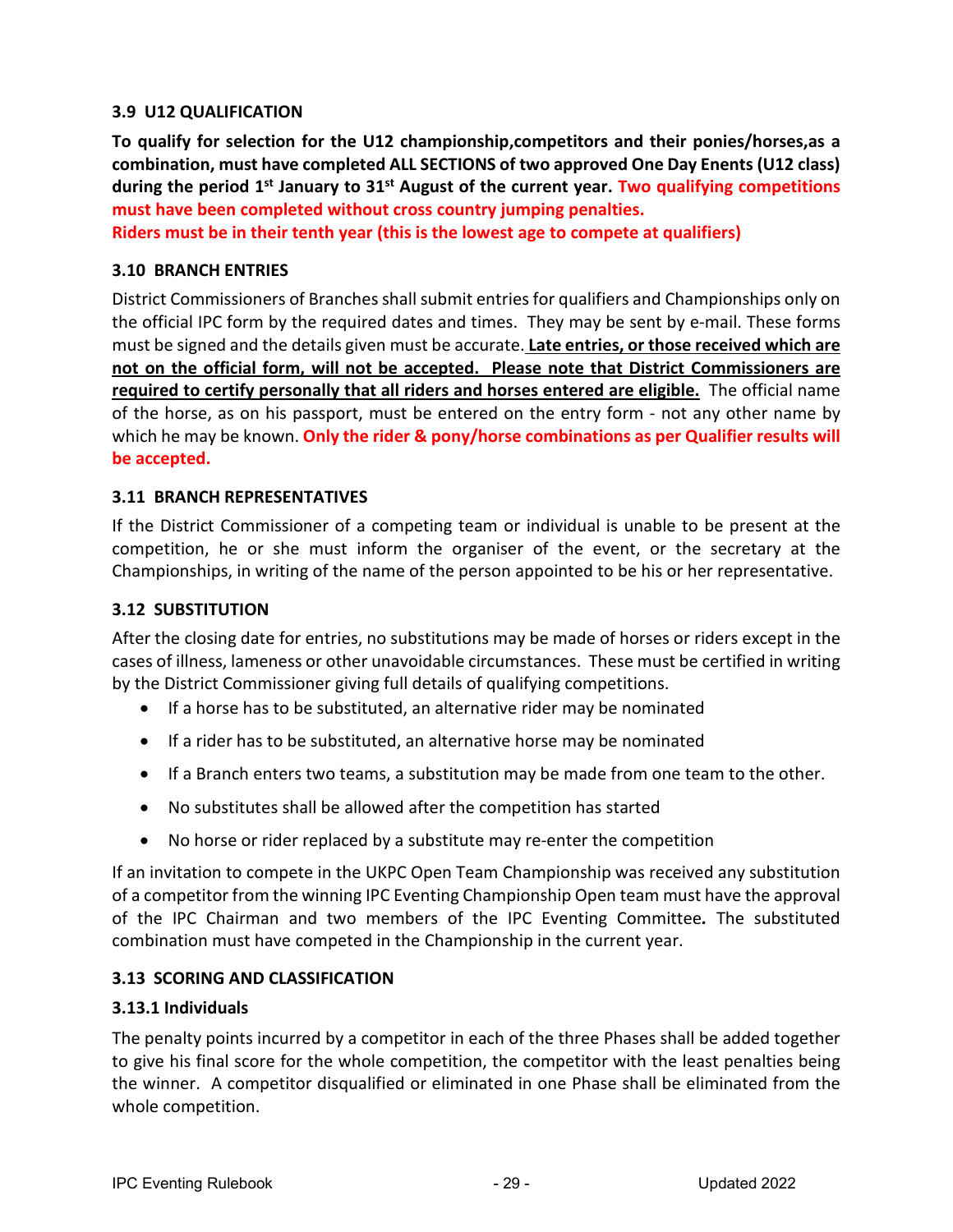### 3.9 U12 QUALIFICATION

**To qualify for selection for the U12 championship,competitors and their ponies/horses,as a combination, must have completed ALL SECTIONS of two approved One Day Enents (U12 class) during the period 1st January to 31st August of the current year. Two qualifying competitions must have been completed without cross country jumping penalties.**

**Riders must be in their tenth year (this is the lowest age to compete at qualifiers)**

### 3.10 BRANCH ENTRIES

District Commissioners of Branches shall submit entries for qualifiers and Championships only on the official IPC form by the required dates and times. They may be sent by e-mail. These forms must be signed and the details given must be accurate. **Late entries, or those received which are not on the official form, will not be accepted. Please note that District Commissioners are required to certify personally that all riders and horses entered are eligible.** The official name of the horse, as on his passport, must be entered on the entry form - not any other name by which he may be known. **Only the rider & pony/horse combinations as per Qualifier results will be accepted.**

### 3.11 BRANCH REPRESENTATIVES

If the District Commissioner of a competing team or individual is unable to be present at the competition, he or she must inform the organiser of the event, or the secretary at the Championships, in writing of the name of the person appointed to be his or her representative.

### 3.12 SUBSTITUTION

After the closing date for entries, no substitutions may be made of horses or riders except in the cases of illness, lameness or other unavoidable circumstances. These must be certified in writing by the District Commissioner giving full details of qualifying competitions.

- If a horse has to be substituted, an alternative rider may be nominated
- If a rider has to be substituted, an alternative horse may be nominated
- If a Branch enters two teams, a substitution may be made from one team to the other.
- No substitutes shall be allowed after the competition has started
- No horse or rider replaced by a substitute may re-enter the competition

If an invitation to compete in the UKPC Open Team Championship was received any substitution of a competitor from the winning IPC Eventing Championship Open team must have the approval of the IPC Chairman and two members of the IPC Eventing Committee*.* The substituted combination must have competed in the Championship in the current year.

### 3.13 SCORING AND CLASSIFICATION

#### 3.13.1 Individuals

The penalty points incurred by a competitor in each of the three Phases shall be added together to give his final score for the whole competition, the competitor with the least penalties being the winner. A competitor disqualified or eliminated in one Phase shall be eliminated from the whole competition.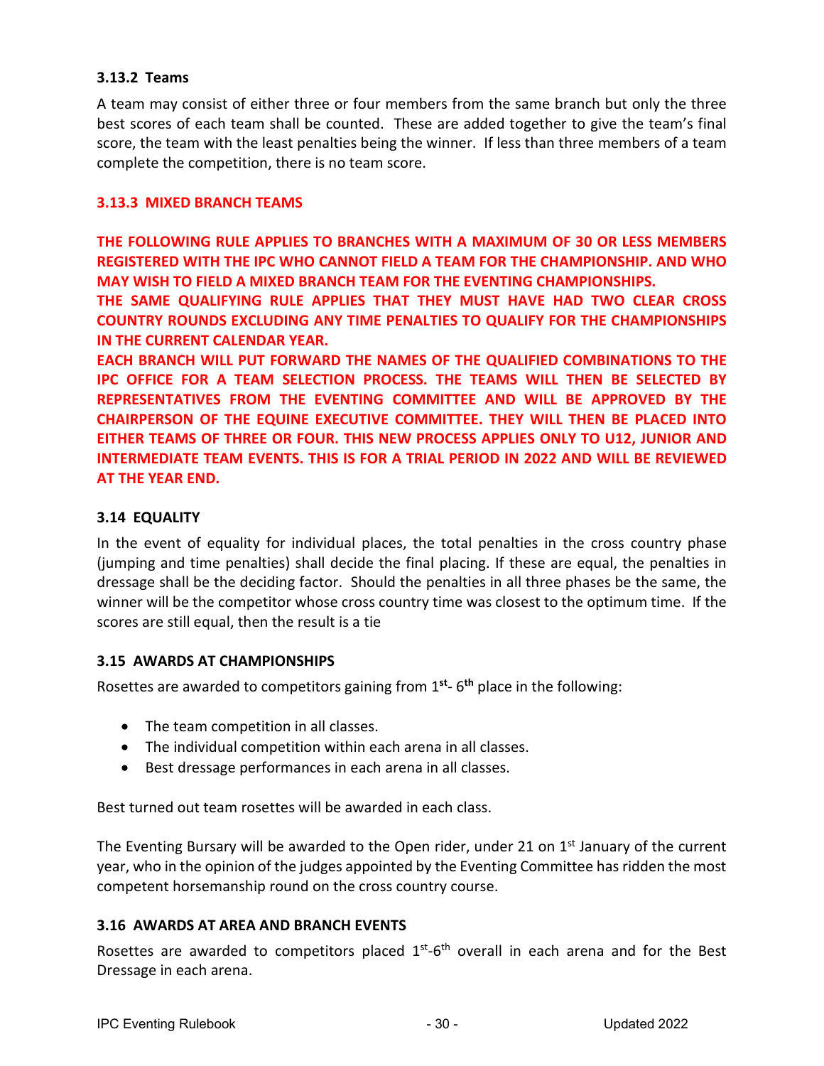### 3.13.2 Teams

A team may consist of either three or four members from the same branch but only the three best scores of each team shall be counted. These are added together to give the team's final score, the team with the least penalties being the winner. If less than three members of a team complete the competition, there is no team score.

### 3.13.3 MIXED BRANCH TEAMS

**THE FOLLOWING RULE APPLIES TO BRANCHES WITH A MAXIMUM OF 30 OR LESS MEMBERS REGISTERED WITH THE IPC WHO CANNOT FIELD A TEAM FOR THE CHAMPIONSHIP. AND WHO MAY WISH TO FIELD A MIXED BRANCH TEAM FOR THE EVENTING CHAMPIONSHIPS.**
**THE SAME QUALIFYING RULE APPLIES THAT THEY MUST HAVE HAD TWO CLEAR CROSS COUNTRY ROUNDS EXCLUDING ANY TIME PENALTIES TO QUALIFY FOR THE CHAMPIONSHIPS IN THE CURRENT CALENDAR YEAR.**
**EACH BRANCH WILL PUT FORWARD THE NAMES OF THE QUALIFIED COMBINATIONS TO THE IPC OFFICE FOR A TEAM SELECTION PROCESS. THE TEAMS WILL THEN BE SELECTED BY REPRESENTATIVES FROM THE EVENTING COMMITTEE AND WILL BE APPROVED BY THE CHAIRPERSON OF THE EQUINE EXECUTIVE COMMITTEE. THEY WILL THEN BE PLACED INTO EITHER TEAMS OF THREE OR FOUR. THIS NEW PROCESS APPLIES ONLY TO U12, JUNIOR AND INTERMEDIATE TEAM EVENTS. THIS IS FOR A TRIAL PERIOD IN 2022 AND WILL BE REVIEWED AT THE YEAR END.**

### 3.14 EQUALITY

In the event of equality for individual places, the total penalties in the cross country phase (jumping and time penalties) shall decide the final placing. If these are equal, the penalties in dressage shall be the deciding factor. Should the penalties in all three phases be the same, the winner will be the competitor whose cross country time was closest to the optimum time. If the scores are still equal, then the result is a tie

### 3.15 AWARDS AT CHAMPIONSHIPS

Rosettes are awarded to competitors gaining from 1**st**- 6**th** place in the following:

- The team competition in all classes.
- The individual competition within each arena in all classes.
- Best dressage performances in each arena in all classes.

Best turned out team rosettes will be awarded in each class.

The Eventing Bursary will be awarded to the Open rider, under 21 on 1st January of the current year, who in the opinion of the judges appointed by the Eventing Committee has ridden the most competent horsemanship round on the cross country course.

### 3.16 AWARDS AT AREA AND BRANCH EVENTS

Rosettes are awarded to competitors placed 1st-6th overall in each arena and for the Best Dressage in each arena.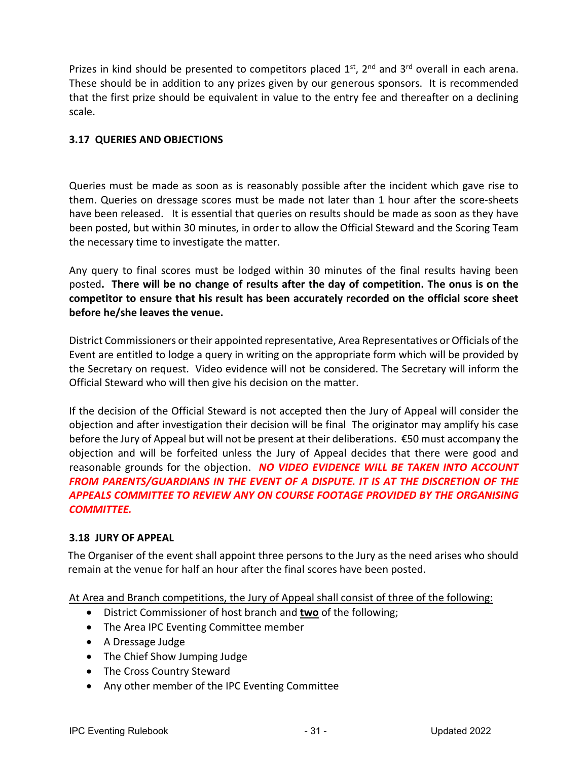Prizes in kind should be presented to competitors placed 1st, 2nd and 3rd overall in each arena. These should be in addition to any prizes given by our generous sponsors. It is recommended that the first prize should be equivalent in value to the entry fee and thereafter on a declining scale.

### 3.17 QUERIES AND OBJECTIONS

Queries must be made as soon as is reasonably possible after the incident which gave rise to them. Queries on dressage scores must be made not later than 1 hour after the score-sheets have been released. It is essential that queries on results should be made as soon as they have been posted, but within 30 minutes, in order to allow the Official Steward and the Scoring Team the necessary time to investigate the matter.

Any query to final scores must be lodged within 30 minutes of the final results having been posted**. There will be no change of results after the day of competition. The onus is on the competitor to ensure that his result has been accurately recorded on the official score sheet before he/she leaves the venue.**

District Commissioners or their appointed representative, Area Representatives or Officials of the Event are entitled to lodge a query in writing on the appropriate form which will be provided by the Secretary on request. Video evidence will not be considered. The Secretary will inform the Official Steward who will then give his decision on the matter.

If the decision of the Official Steward is not accepted then the Jury of Appeal will consider the objection and after investigation their decision will be final The originator may amplify his case before the Jury of Appeal but will not be present at their deliberations. €50 must accompany the objection and will be forfeited unless the Jury of Appeal decides that there were good and reasonable grounds for the objection. ***NO VIDEO EVIDENCE WILL BE TAKEN INTO ACCOUNT FROM PARENTS/GUARDIANS IN THE EVENT OF A DISPUTE. IT IS AT THE DISCRETION OF THE APPEALS COMMITTEE TO REVIEW ANY ON COURSE FOOTAGE PROVIDED BY THE ORGANISING COMMITTEE.***

### 3.18 JURY OF APPEAL

The Organiser of the event shall appoint three persons to the Jury as the need arises who should remain at the venue for half an hour after the final scores have been posted.

<u>At Area and Branch competitions, the Jury of Appeal shall consist of three of the following:</u>

- District Commissioner of host branch and **<u>two</u>** of the following;
- The Area IPC Eventing Committee member
- A Dressage Judge
- The Chief Show Jumping Judge
- The Cross Country Steward
- Any other member of the IPC Eventing Committee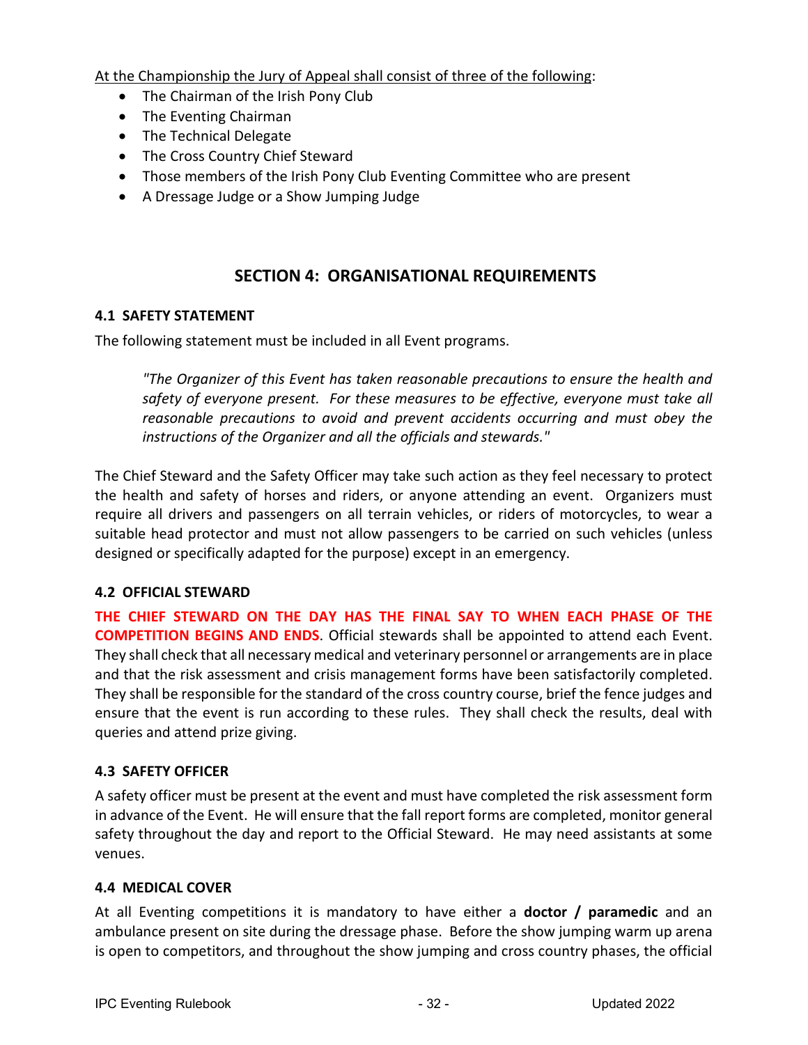At the Championship the Jury of Appeal shall consist of three of the following:

- The Chairman of the Irish Pony Club
- The Eventing Chairman
- The Technical Delegate
- The Cross Country Chief Steward
- Those members of the Irish Pony Club Eventing Committee who are present
- A Dressage Judge or a Show Jumping Judge

## SECTION 4: ORGANISATIONAL REQUIREMENTS

### 4.1 SAFETY STATEMENT

The following statement must be included in all Event programs.

> *"The Organizer of this Event has taken reasonable precautions to ensure the health and safety of everyone present. For these measures to be effective, everyone must take all reasonable precautions to avoid and prevent accidents occurring and must obey the instructions of the Organizer and all the officials and stewards."*

The Chief Steward and the Safety Officer may take such action as they feel necessary to protect the health and safety of horses and riders, or anyone attending an event. Organizers must require all drivers and passengers on all terrain vehicles, or riders of motorcycles, to wear a suitable head protector and must not allow passengers to be carried on such vehicles (unless designed or specifically adapted for the purpose) except in an emergency.

### 4.2 OFFICIAL STEWARD

**THE CHIEF STEWARD ON THE DAY HAS THE FINAL SAY TO WHEN EACH PHASE OF THE COMPETITION BEGINS AND ENDS**. Official stewards shall be appointed to attend each Event. They shall check that all necessary medical and veterinary personnel or arrangements are in place and that the risk assessment and crisis management forms have been satisfactorily completed. They shall be responsible for the standard of the cross country course, brief the fence judges and ensure that the event is run according to these rules. They shall check the results, deal with queries and attend prize giving.

### 4.3 SAFETY OFFICER

A safety officer must be present at the event and must have completed the risk assessment form in advance of the Event. He will ensure that the fall report forms are completed, monitor general safety throughout the day and report to the Official Steward. He may need assistants at some venues.

### 4.4 MEDICAL COVER

At all Eventing competitions it is mandatory to have either a **doctor / paramedic** and an ambulance present on site during the dressage phase. Before the show jumping warm up arena is open to competitors, and throughout the show jumping and cross country phases, the official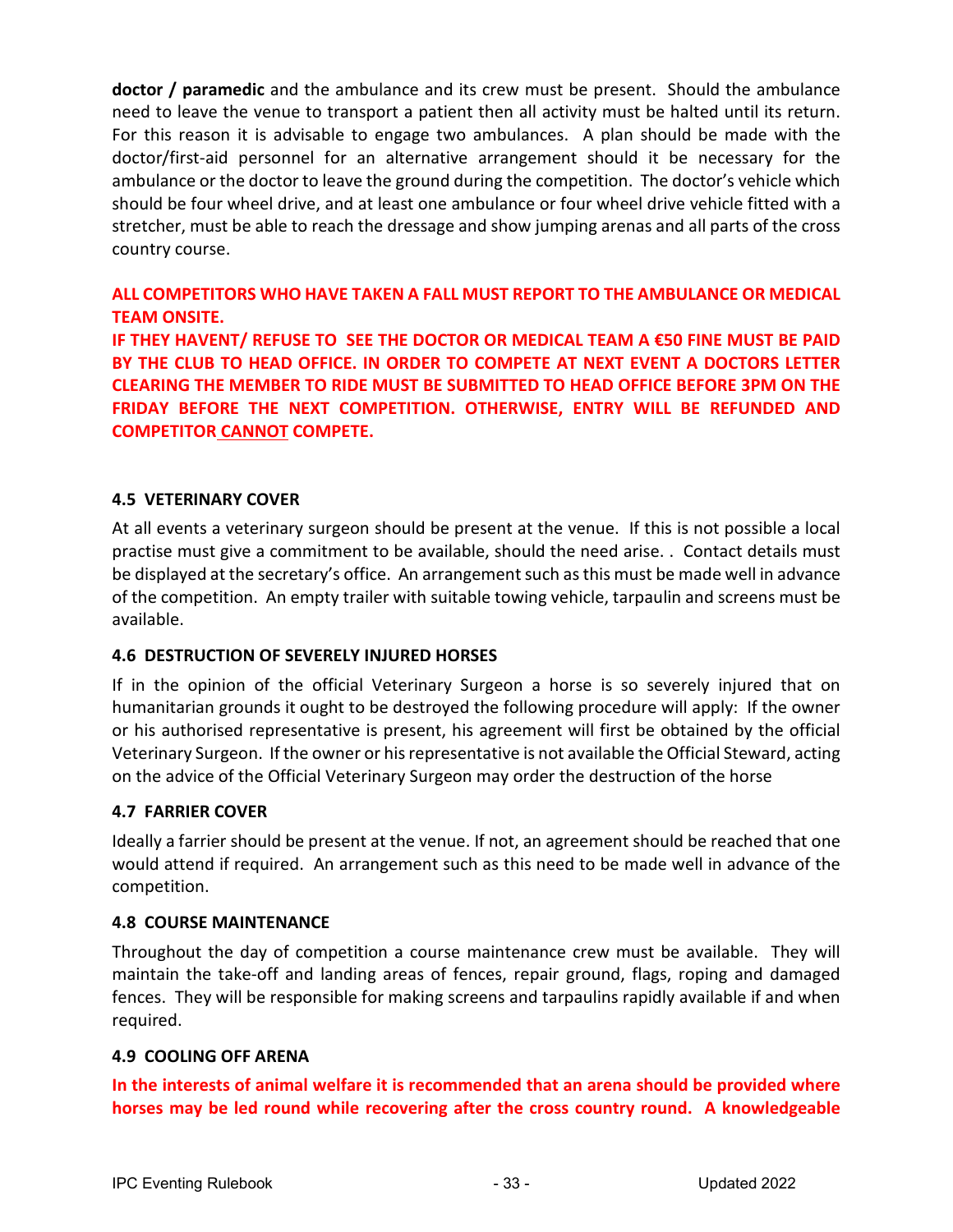**doctor / paramedic** and the ambulance and its crew must be present. Should the ambulance need to leave the venue to transport a patient then all activity must be halted until its return. For this reason it is advisable to engage two ambulances. A plan should be made with the doctor/first-aid personnel for an alternative arrangement should it be necessary for the ambulance or the doctor to leave the ground during the competition. The doctor's vehicle which should be four wheel drive, and at least one ambulance or four wheel drive vehicle fitted with a stretcher, must be able to reach the dressage and show jumping arenas and all parts of the cross country course.

**ALL COMPETITORS WHO HAVE TAKEN A FALL MUST REPORT TO THE AMBULANCE OR MEDICAL TEAM ONSITE.**
**IF THEY HAVENT/ REFUSE TO SEE THE DOCTOR OR MEDICAL TEAM A €50 FINE MUST BE PAID BY THE CLUB TO HEAD OFFICE. IN ORDER TO COMPETE AT NEXT EVENT A DOCTORS LETTER CLEARING THE MEMBER TO RIDE MUST BE SUBMITTED TO HEAD OFFICE BEFORE 3PM ON THE FRIDAY BEFORE THE NEXT COMPETITION. OTHERWISE, ENTRY WILL BE REFUNDED AND COMPETITOR CANNOT COMPETE.**

### 4.5 VETERINARY COVER

At all events a veterinary surgeon should be present at the venue. If this is not possible a local practise must give a commitment to be available, should the need arise. . Contact details must be displayed at the secretary's office. An arrangement such as this must be made well in advance of the competition. An empty trailer with suitable towing vehicle, tarpaulin and screens must be available.

### 4.6 DESTRUCTION OF SEVERELY INJURED HORSES

If in the opinion of the official Veterinary Surgeon a horse is so severely injured that on humanitarian grounds it ought to be destroyed the following procedure will apply: If the owner or his authorised representative is present, his agreement will first be obtained by the official Veterinary Surgeon. If the owner or his representative is not available the Official Steward, acting on the advice of the Official Veterinary Surgeon may order the destruction of the horse

### 4.7 FARRIER COVER

Ideally a farrier should be present at the venue. If not, an agreement should be reached that one would attend if required. An arrangement such as this need to be made well in advance of the competition.

### 4.8 COURSE MAINTENANCE

Throughout the day of competition a course maintenance crew must be available. They will maintain the take-off and landing areas of fences, repair ground, flags, roping and damaged fences. They will be responsible for making screens and tarpaulins rapidly available if and when required.

### 4.9 COOLING OFF ARENA

**In the interests of animal welfare it is recommended that an arena should be provided where horses may be led round while recovering after the cross country round. A knowledgeable**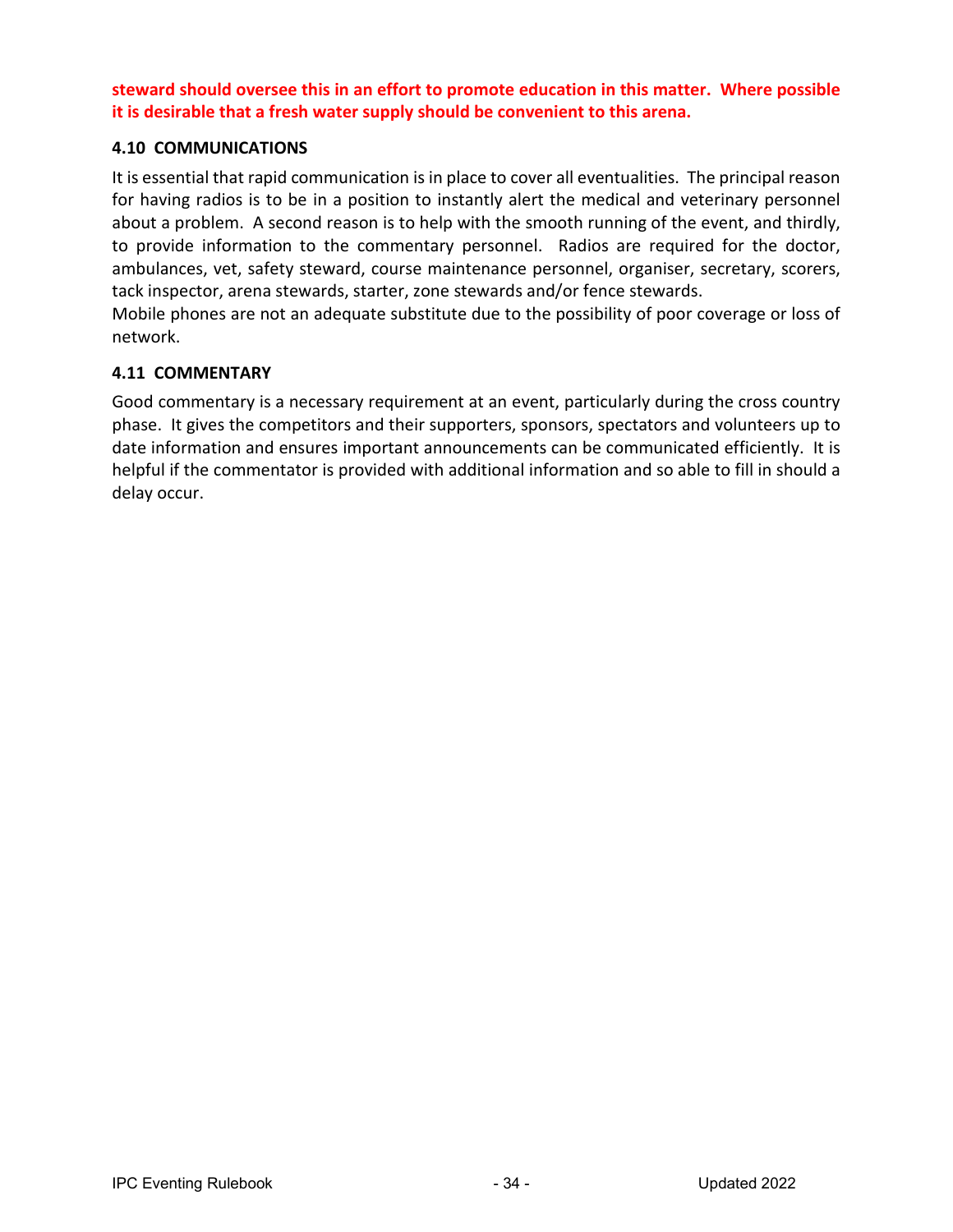**steward should oversee this in an effort to promote education in this matter. Where possible it is desirable that a fresh water supply should be convenient to this arena.**

### 4.10 COMMUNICATIONS

It is essential that rapid communication is in place to cover all eventualities. The principal reason for having radios is to be in a position to instantly alert the medical and veterinary personnel about a problem. A second reason is to help with the smooth running of the event, and thirdly, to provide information to the commentary personnel. Radios are required for the doctor, ambulances, vet, safety steward, course maintenance personnel, organiser, secretary, scorers, tack inspector, arena stewards, starter, zone stewards and/or fence stewards.
Mobile phones are not an adequate substitute due to the possibility of poor coverage or loss of network.

### 4.11 COMMENTARY

Good commentary is a necessary requirement at an event, particularly during the cross country phase. It gives the competitors and their supporters, sponsors, spectators and volunteers up to date information and ensures important announcements can be communicated efficiently. It is helpful if the commentator is provided with additional information and so able to fill in should a delay occur.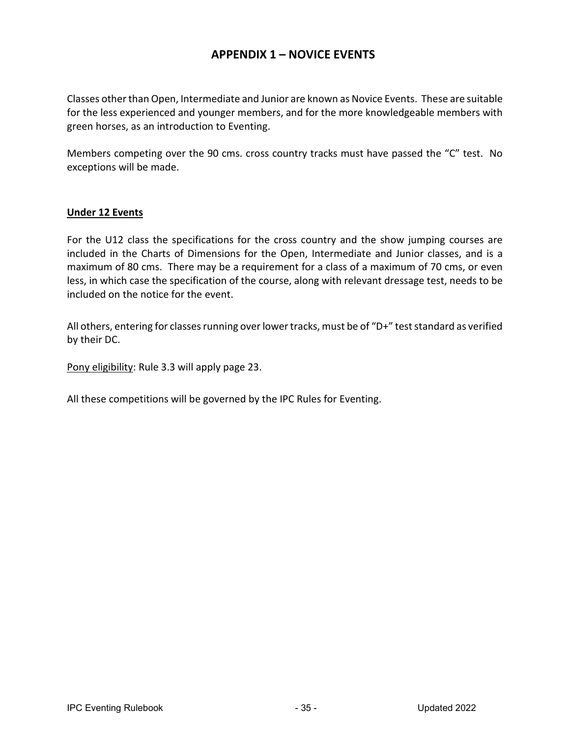# APPENDIX 1 – NOVICE EVENTS

Classes other than Open, Intermediate and Junior are known as Novice Events. These are suitable for the less experienced and younger members, and for the more knowledgeable members with green horses, as an introduction to Eventing.

Members competing over the 90 cms. cross country tracks must have passed the "C" test. No exceptions will be made.

**Under 12 Events**

For the U12 class the specifications for the cross country and the show jumping courses are included in the Charts of Dimensions for the Open, Intermediate and Junior classes, and is a maximum of 80 cms. There may be a requirement for a class of a maximum of 70 cms, or even less, in which case the specification of the course, along with relevant dressage test, needs to be included on the notice for the event.

All others, entering for classes running over lower tracks, must be of "D+" test standard as verified by their DC.

Pony eligibility: Rule 3.3 will apply page 23.

All these competitions will be governed by the IPC Rules for Eventing.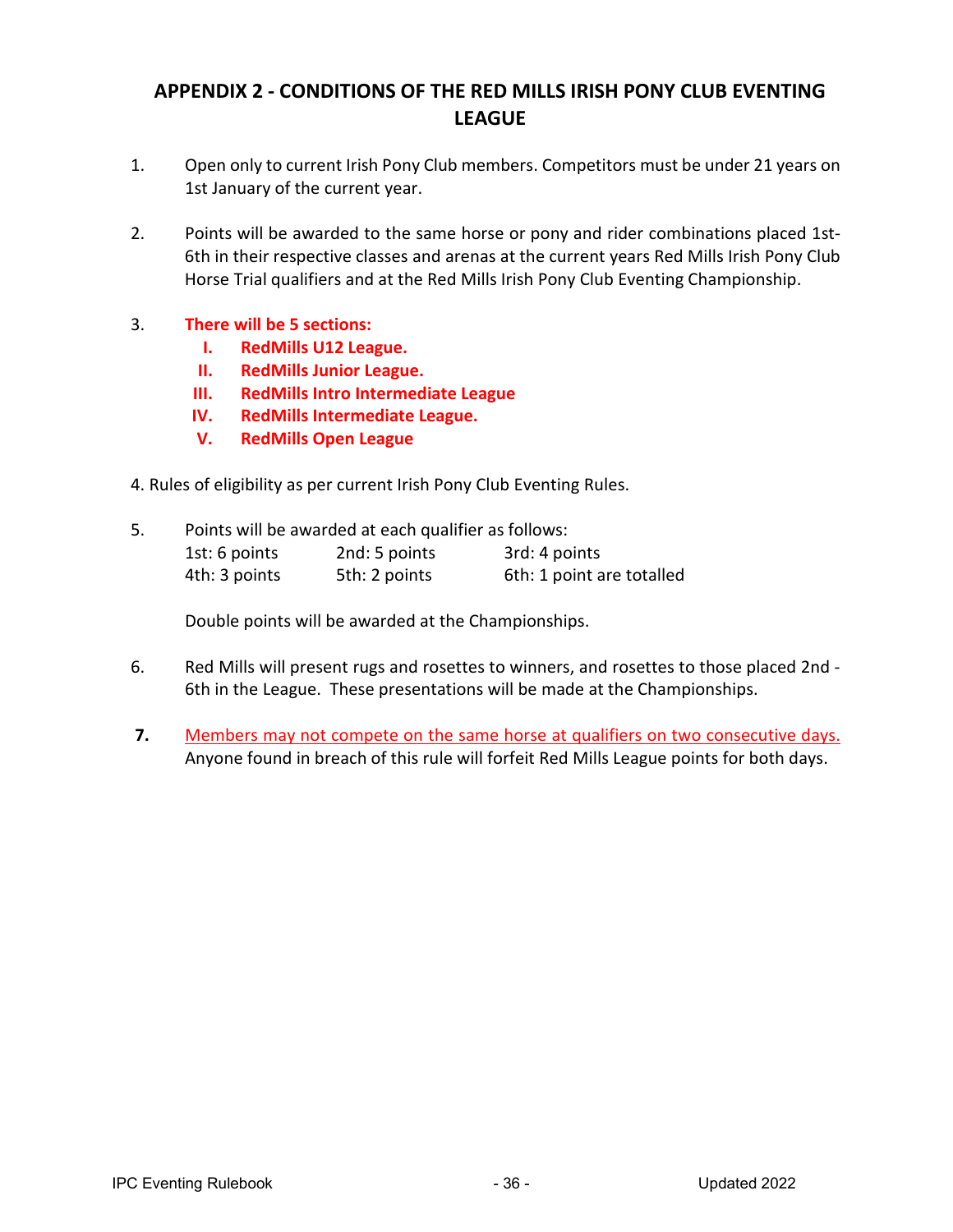## APPENDIX 2 - CONDITIONS OF THE RED MILLS IRISH PONY CLUB EVENTING LEAGUE

1. Open only to current Irish Pony Club members. Competitors must be under 21 years on 1st January of the current year.

2. Points will be awarded to the same horse or pony and rider combinations placed 1st-6th in their respective classes and arenas at the current years Red Mills Irish Pony Club Horse Trial qualifiers and at the Red Mills Irish Pony Club Eventing Championship.

3. **There will be 5 sections:**
   - **I. RedMills U12 League.**
   - **II. RedMills Junior League.**
   - **III. RedMills Intro Intermediate League**
   - **IV. RedMills Intermediate League.**
   - **V. RedMills Open League**

4. Rules of eligibility as per current Irish Pony Club Eventing Rules.

5. Points will be awarded at each qualifier as follows:

   | | | |
   |---|---|---|
   | 1st: 6 points | 2nd: 5 points | 3rd: 4 points |
   | 4th: 3 points | 5th: 2 points | 6th: 1 point are totalled |

   Double points will be awarded at the Championships.

6. Red Mills will present rugs and rosettes to winners, and rosettes to those placed 2nd - 6th in the League. These presentations will be made at the Championships.

7. Members may not compete on the same horse at qualifiers on two consecutive days. Anyone found in breach of this rule will forfeit Red Mills League points for both days.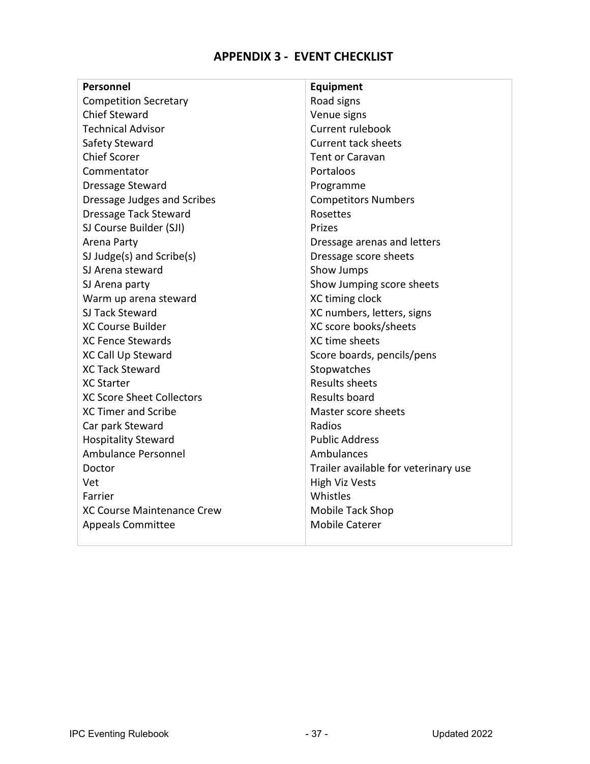## APPENDIX 3 - EVENT CHECKLIST

| Personnel | Equipment |
| --- | --- |
| Competition Secretary | Road signs |
| Chief Steward | Venue signs |
| Technical Advisor | Current rulebook |
| Safety Steward | Current tack sheets |
| Chief Scorer | Tent or Caravan |
| Commentator | Portaloos |
| Dressage Steward | Programme |
| Dressage Judges and Scribes | Competitors Numbers |
| Dressage Tack Steward | Rosettes |
| SJ Course Builder (SJI) | Prizes |
| Arena Party | Dressage arenas and letters |
| SJ Judge(s) and Scribe(s) | Dressage score sheets |
| SJ Arena steward | Show Jumps |
| SJ Arena party | Show Jumping score sheets |
| Warm up arena steward | XC timing clock |
| SJ Tack Steward | XC numbers, letters, signs |
| XC Course Builder | XC score books/sheets |
| XC Fence Stewards | XC time sheets |
| XC Call Up Steward | Score boards, pencils/pens |
| XC Tack Steward | Stopwatches |
| XC Starter | Results sheets |
| XC Score Sheet Collectors | Results board |
| XC Timer and Scribe | Master score sheets |
| Car park Steward | Radios |
| Hospitality Steward | Public Address |
| Ambulance Personnel | Ambulances |
| Doctor | Trailer available for veterinary use |
| Vet | High Viz Vests |
| Farrier | Whistles |
| XC Course Maintenance Crew | Mobile Tack Shop |
| Appeals Committee | Mobile Caterer |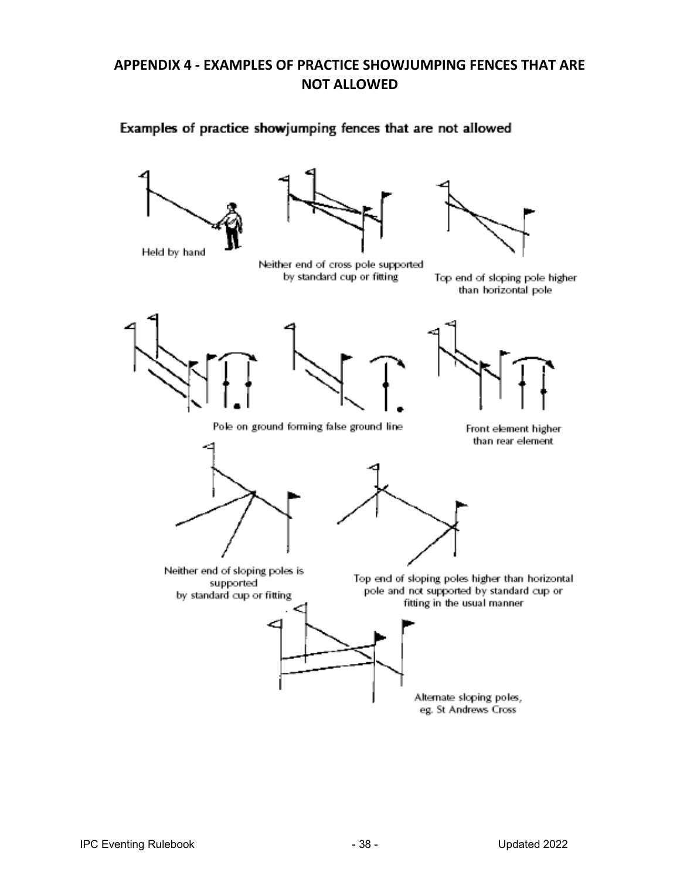## APPENDIX 4 - EXAMPLES OF PRACTICE SHOWJUMPING FENCES THAT ARE NOT ALLOWED

Examples of practice showjumping fences that are not allowed

Held by hand

Neither end of cross pole supported by standard cup or fitting

Top end of sloping pole higher than horizontal pole

Pole on ground forming false ground line

Front element higher than rear element

Neither end of sloping poles is supported by standard cup or fitting

Top end of sloping poles higher than horizontal pole and not supported by standard cup or fitting in the usual manner

Alternate sloping poles, eg. St Andrews Cross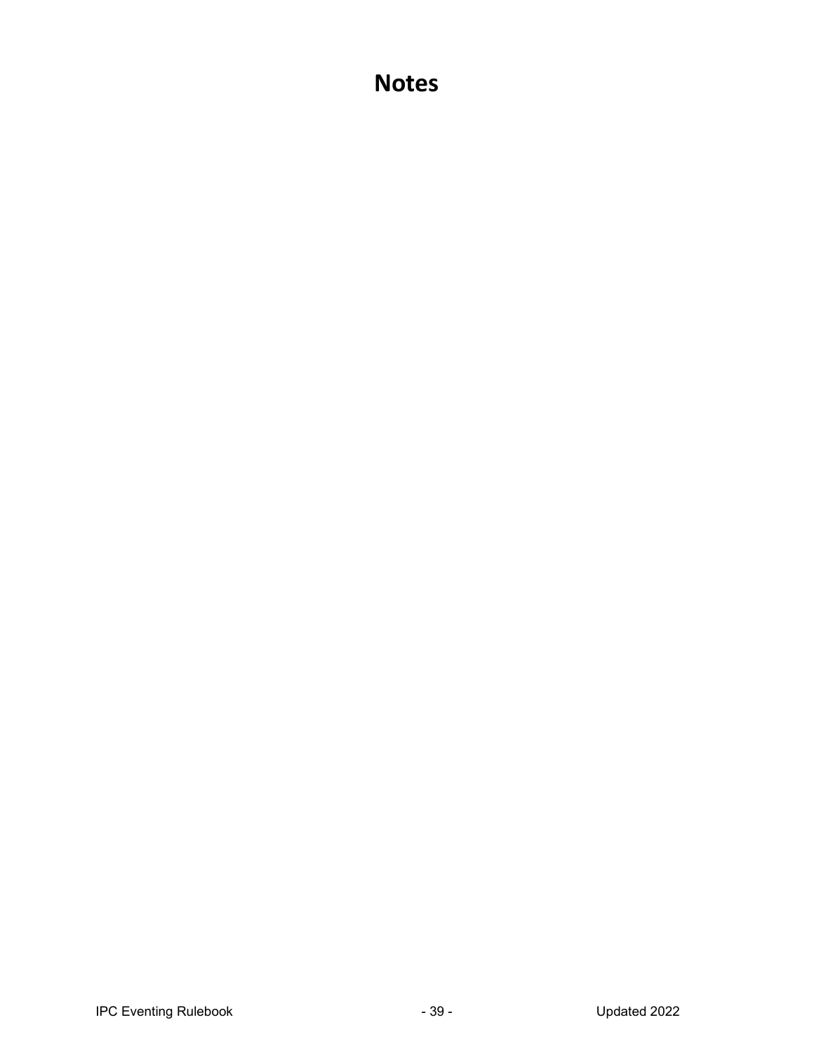# Notes